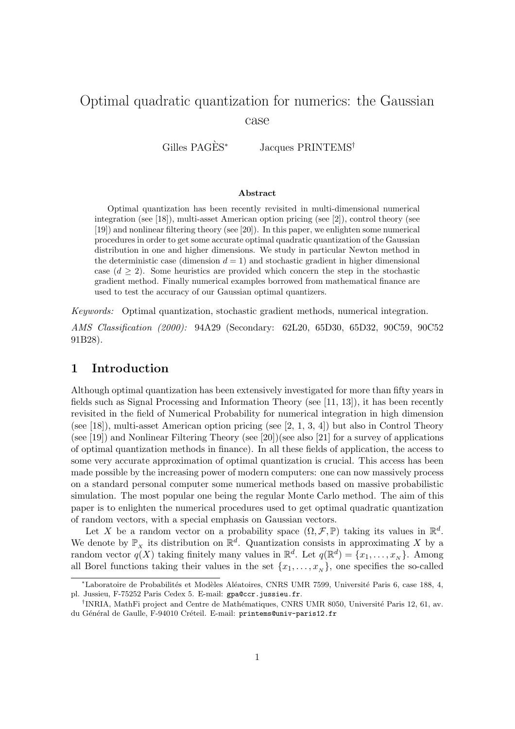# Optimal quadratic quantization for numerics: the Gaussian case

Gilles PAGÈS[*] Jacques PRINTEMS[†]

### Abstract

Optimal quantization has been recently revisited in multi-dimensional numerical integration (see [18]), multi-asset American option pricing (see [2]), control theory (see [19]) and nonlinear filtering theory (see [20]). In this paper, we enlighten some numerical procedures in order to get some accurate optimal quadratic quantization of the Gaussian distribution in one and higher dimensions. We study in particular Newton method in the deterministic case (dimension $d = 1$) and stochastic gradient in higher dimensional case ($d \geq 2$). Some heuristics are provided which concern the step in the stochastic gradient method. Finally numerical examples borrowed from mathematical finance are used to test the accuracy of our Gaussian optimal quantizers.

*Keywords:* Optimal quantization, stochastic gradient methods, numerical integration.

*AMS Classification (2000):* 94A29 (Secondary: 62L20, 65D30, 65D32, 90C59, 90C52 91B28).

## 1 Introduction

Although optimal quantization has been extensively investigated for more than fifty years in fields such as Signal Processing and Information Theory (see [11, 13]), it has been recently revisited in the field of Numerical Probability for numerical integration in high dimension (see [18]), multi-asset American option pricing (see [2, 1, 3, 4]) but also in Control Theory (see [19]) and Nonlinear Filtering Theory (see [20])(see also [21] for a survey of applications of optimal quantization methods in finance). In all these fields of application, the access to some very accurate approximation of optimal quantization is crucial. This access has been made possible by the increasing power of modern computers: one can now massively process on a standard personal computer some numerical methods based on massive probabilistic simulation. The most popular one being the regular Monte Carlo method. The aim of this paper is to enlighten the numerical procedures used to get optimal quadratic quantization of random vectors, with a special emphasis on Gaussian vectors.

Let $X$ be a random vector on a probability space $(\Omega, \mathcal{F}, \mathbb{P})$ taking its values in $\mathbb{R}^d$. We denote by $\mathbb{P}_X$ its distribution on $\mathbb{R}^d$. Quantization consists in approximating $X$ by a random vector $q(X)$ taking finitely many values in $\mathbb{R}^d$. Let $q(\mathbb{R}^d) = \{x_1, \ldots, x_N\}$. Among all Borel functions taking their values in the set $\{x_1, \ldots, x_N\}$, one specifies the so-called

---

[*] Laboratoire de Probabilités et Modèles Aléatoires, CNRS UMR 7599, Université Paris 6, case 188, 4, pl. Jussieu, F-75252 Paris Cedex 5. E-mail: gpa@ccr.jussieu.fr.

[†] INRIA, MathFi project and Centre de Mathématiques, CNRS UMR 8050, Université Paris 12, 61, av. du Général de Gaulle, F-94010 Créteil. E-mail: printems@univ-paris12.fr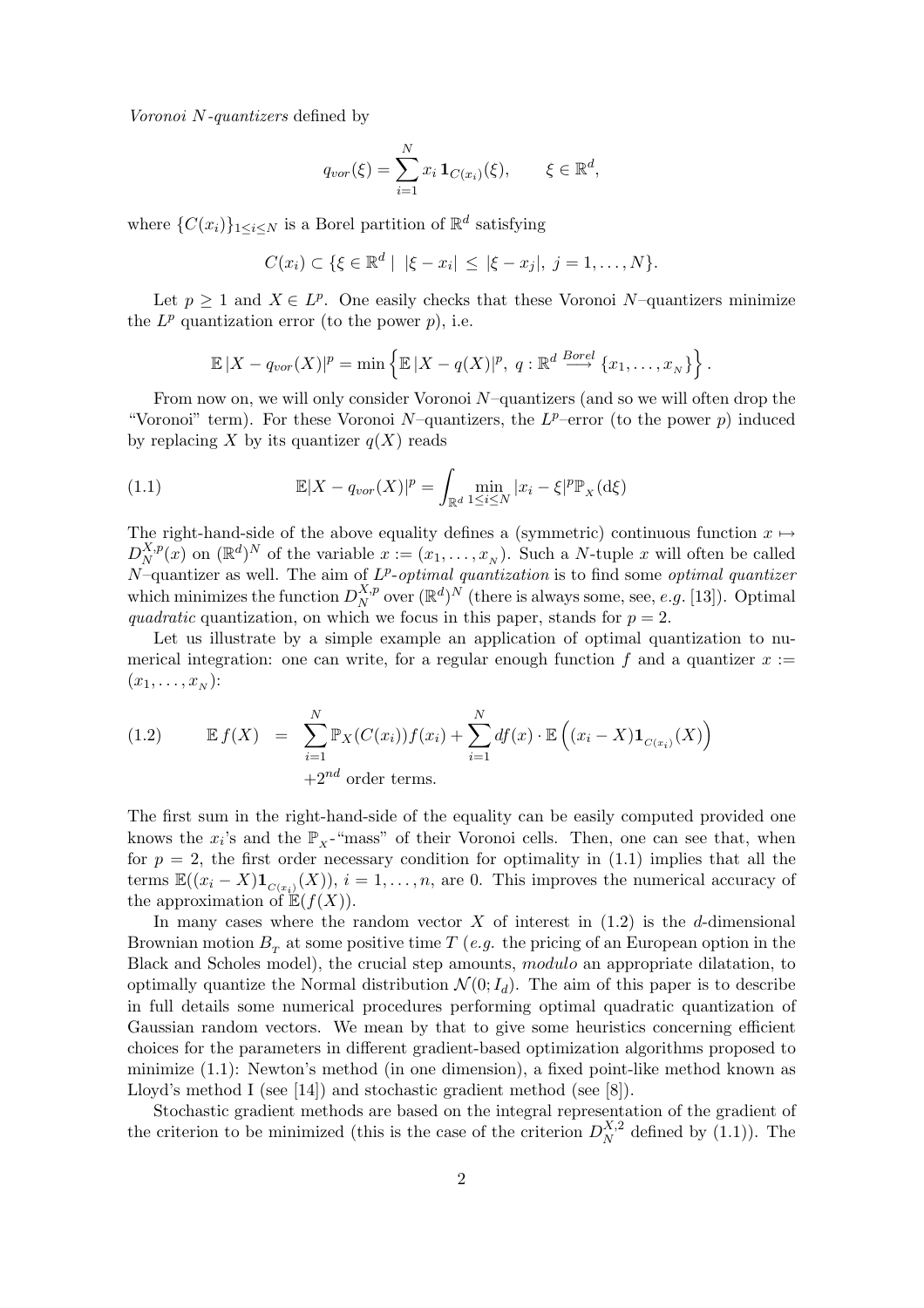*Voronoi N-quantizers* defined by

$$q_{vor}(\xi) = \sum_{i=1}^{N} x_i \, \mathbf{1}_{C(x_i)}(\xi), \qquad \xi \in \mathbb{R}^d,$$

where $\{C(x_i)\}_{1\le i\le N}$ is a Borel partition of $\mathbb{R}^d$ satisfying

$$C(x_i) \subset \{\xi \in \mathbb{R}^d \mid \; |\xi - x_i| \le |\xi - x_j|, \; j = 1, \ldots, N\}.$$

Let $p \ge 1$ and $X \in L^p$. One easily checks that these Voronoi $N$–quantizers minimize the $L^p$ quantization error (to the power $p$), i.e.

$$\mathbb{E}\,|X - q_{vor}(X)|^p = \min\left\{\mathbb{E}\,|X - q(X)|^p, \; q : \mathbb{R}^d \stackrel{Borel}{\longrightarrow} \{x_1, \ldots, x_N\}\right\}.$$

From now on, we will only consider Voronoi $N$–quantizers (and so we will often drop the "Voronoi" term). For these Voronoi $N$–quantizers, the $L^p$–error (to the power $p$) induced by replacing $X$ by its quantizer $q(X)$ reads

$$\mathbb{E}|X - q_{vor}(X)|^p = \int_{\mathbb{R}^d} \min_{1\le i\le N} |x_i - \xi|^p \mathbb{P}_X(\mathrm{d}\xi) \tag{1.1}$$

The right-hand-side of the above equality defines a (symmetric) continuous function $x \mapsto D_N^{X,p}(x)$ on $(\mathbb{R}^d)^N$ of the variable $x := (x_1, \ldots, x_N)$. Such a $N$-tuple $x$ will often be called $N$–quantizer as well. The aim of *$L^p$-optimal quantization* is to find some *optimal quantizer* which minimizes the function $D_N^{X,p}$ over $(\mathbb{R}^d)^N$ (there is always some, see, *e.g.* [13]). Optimal *quadratic* quantization, on which we focus in this paper, stands for $p = 2$.

Let us illustrate by a simple example an application of optimal quantization to numerical integration: one can write, for a regular enough function $f$ and a quantizer $x := (x_1, \ldots, x_N)$:

$$\begin{aligned} \mathbb{E}\, f(X) \;&=\; \sum_{i=1}^{N} \mathbb{P}_X(C(x_i)) f(x_i) + \sum_{i=1}^{N} df(x) \cdot \mathbb{E}\left((x_i - X)\mathbf{1}_{C(x_i)}(X)\right) \\ &\quad + 2^{nd} \text{ order terms.} \end{aligned} \tag{1.2}$$

The first sum in the right-hand-side of the equality can be easily computed provided one knows the $x_i$'s and the $\mathbb{P}_X$-"mass" of their Voronoi cells. Then, one can see that, when for $p = 2$, the first order necessary condition for optimality in (1.1) implies that all the terms $\mathbb{E}((x_i - X)\mathbf{1}_{C(x_i)}(X))$, $i = 1, \ldots, n$, are 0. This improves the numerical accuracy of the approximation of $\mathbb{E}(f(X))$.

In many cases where the random vector $X$ of interest in (1.2) is the $d$-dimensional Brownian motion $B_T$ at some positive time $T$ (*e.g.* the pricing of an European option in the Black and Scholes model), the crucial step amounts, *modulo* an appropriate dilatation, to optimally quantize the Normal distribution $\mathcal{N}(0; I_d)$. The aim of this paper is to describe in full details some numerical procedures performing optimal quadratic quantization of Gaussian random vectors. We mean by that to give some heuristics concerning efficient choices for the parameters in different gradient-based optimization algorithms proposed to minimize (1.1): Newton's method (in one dimension), a fixed point-like method known as Lloyd's method I (see [14]) and stochastic gradient method (see [8]).

Stochastic gradient methods are based on the integral representation of the gradient of the criterion to be minimized (this is the case of the criterion $D_N^{X,2}$ defined by (1.1)). The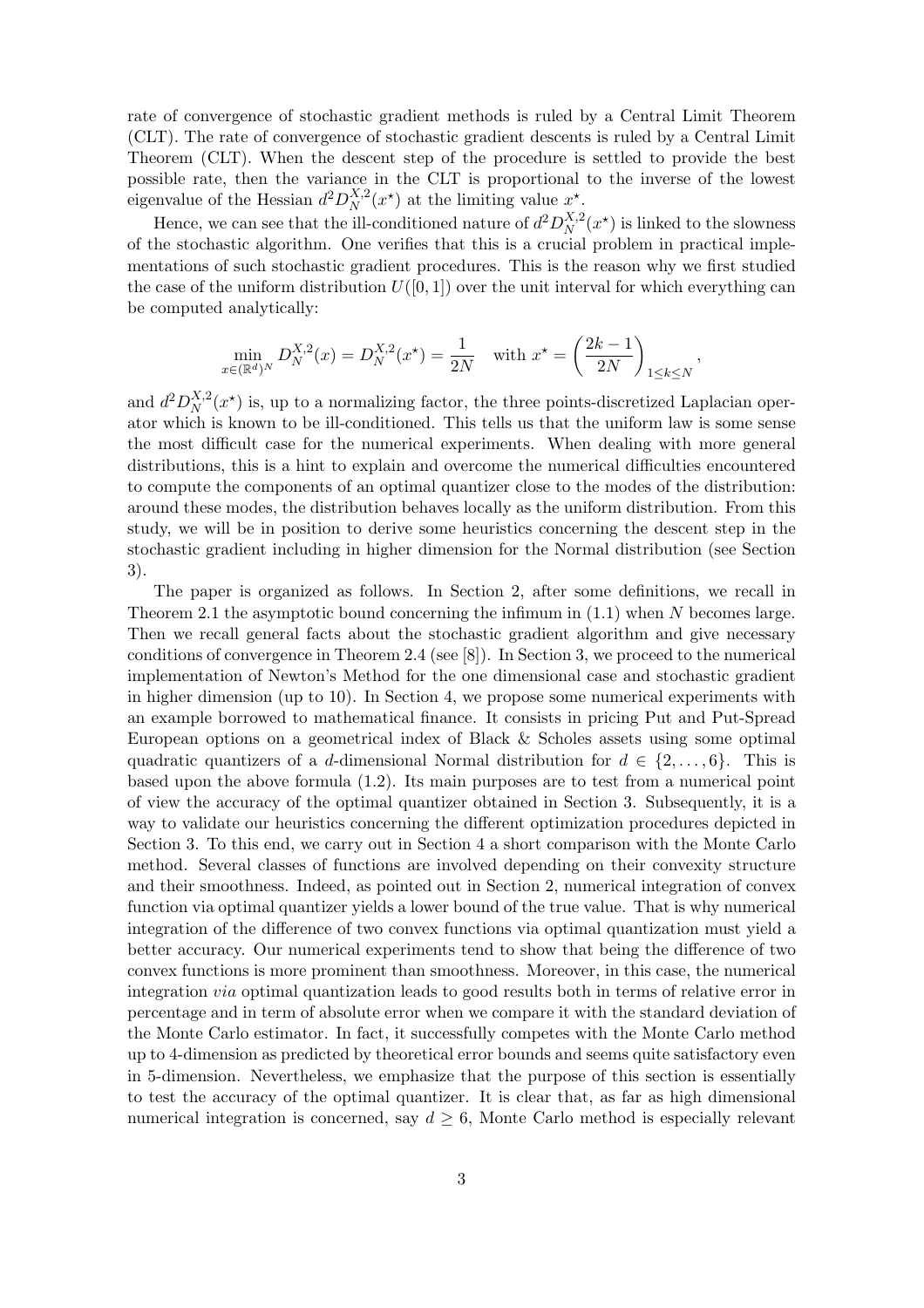rate of convergence of stochastic gradient methods is ruled by a Central Limit Theorem (CLT). The rate of convergence of stochastic gradient descents is ruled by a Central Limit Theorem (CLT). When the descent step of the procedure is settled to provide the best possible rate, then the variance in the CLT is proportional to the inverse of the lowest eigenvalue of the Hessian $d^2 D_N^{X,2}(x^\star)$ at the limiting value $x^\star$.

Hence, we can see that the ill-conditioned nature of $d^2 D_N^{X,2}(x^\star)$ is linked to the slowness of the stochastic algorithm. One verifies that this is a crucial problem in practical implementations of such stochastic gradient procedures. This is the reason why we first studied the case of the uniform distribution $U([0,1])$ over the unit interval for which everything can be computed analytically:

$$\min_{x\in(\mathbb{R}^d)^N} D_N^{X,2}(x) = D_N^{X,2}(x^\star) = \frac{1}{2N} \quad \text{with } x^\star = \left(\frac{2k-1}{2N}\right)_{1\le k\le N},$$

and $d^2 D_N^{X,2}(x^\star)$ is, up to a normalizing factor, the three points-discretized Laplacian operator which is known to be ill-conditioned. This tells us that the uniform law is some sense the most difficult case for the numerical experiments. When dealing with more general distributions, this is a hint to explain and overcome the numerical difficulties encountered to compute the components of an optimal quantizer close to the modes of the distribution: around these modes, the distribution behaves locally as the uniform distribution. From this study, we will be in position to derive some heuristics concerning the descent step in the stochastic gradient including in higher dimension for the Normal distribution (see Section 3).

The paper is organized as follows. In Section 2, after some definitions, we recall in Theorem 2.1 the asymptotic bound concerning the infimum in (1.1) when $N$ becomes large. Then we recall general facts about the stochastic gradient algorithm and give necessary conditions of convergence in Theorem 2.4 (see [8]). In Section 3, we proceed to the numerical implementation of Newton's Method for the one dimensional case and stochastic gradient in higher dimension (up to 10). In Section 4, we propose some numerical experiments with an example borrowed to mathematical finance. It consists in pricing Put and Put-Spread European options on a geometrical index of Black & Scholes assets using some optimal quadratic quantizers of a $d$-dimensional Normal distribution for $d \in \{2,\dots,6\}$. This is based upon the above formula (1.2). Its main purposes are to test from a numerical point of view the accuracy of the optimal quantizer obtained in Section 3. Subsequently, it is a way to validate our heuristics concerning the different optimization procedures depicted in Section 3. To this end, we carry out in Section 4 a short comparison with the Monte Carlo method. Several classes of functions are involved depending on their convexity structure and their smoothness. Indeed, as pointed out in Section 2, numerical integration of convex function via optimal quantizer yields a lower bound of the true value. That is why numerical integration of the difference of two convex functions via optimal quantization must yield a better accuracy. Our numerical experiments tend to show that being the difference of two convex functions is more prominent than smoothness. Moreover, in this case, the numerical integration *via* optimal quantization leads to good results both in terms of relative error in percentage and in term of absolute error when we compare it with the standard deviation of the Monte Carlo estimator. In fact, it successfully competes with the Monte Carlo method up to 4-dimension as predicted by theoretical error bounds and seems quite satisfactory even in 5-dimension. Nevertheless, we emphasize that the purpose of this section is essentially to test the accuracy of the optimal quantizer. It is clear that, as far as high dimensional numerical integration is concerned, say $d \ge 6$, Monte Carlo method is especially relevant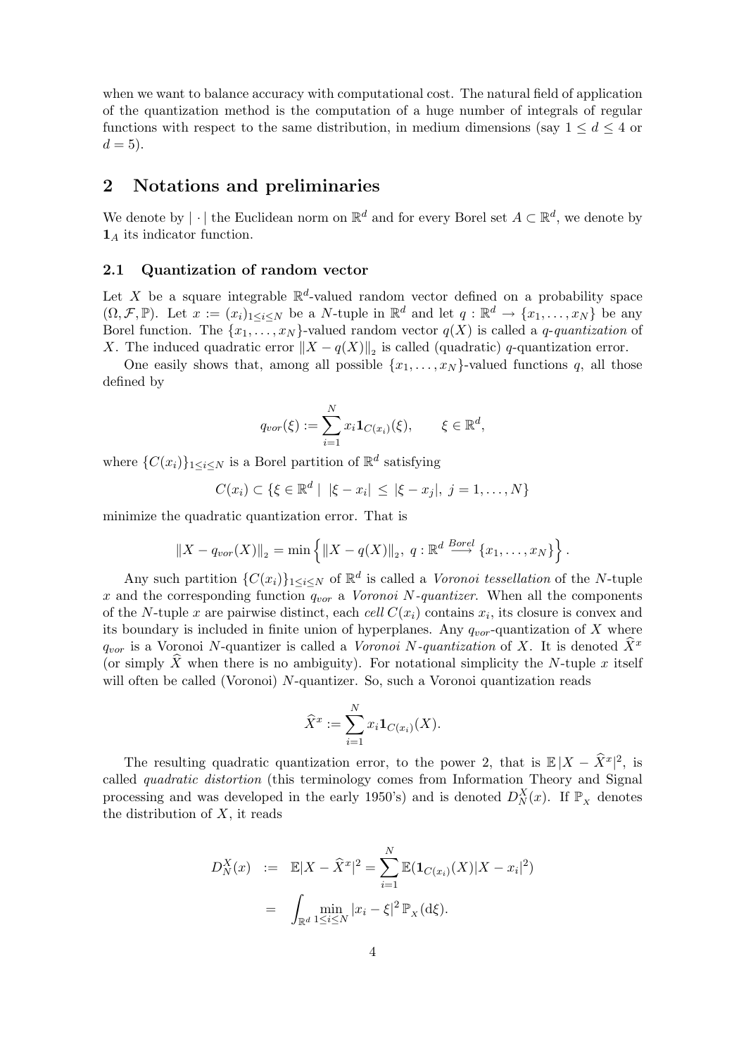when we want to balance accuracy with computational cost. The natural field of application of the quantization method is the computation of a huge number of integrals of regular functions with respect to the same distribution, in medium dimensions (say $1 \leq d \leq 4$ or $d = 5$).

## 2 Notations and preliminaries

We denote by $|\cdot|$ the Euclidean norm on $\mathbb{R}^d$ and for every Borel set $A \subset \mathbb{R}^d$, we denote by $\mathbf{1}_A$ its indicator function.

### 2.1 Quantization of random vector

Let $X$ be a square integrable $\mathbb{R}^d$-valued random vector defined on a probability space $(\Omega, \mathcal{F}, \mathbb{P})$. Let $x := (x_i)_{1 \leq i \leq N}$ be a $N$-tuple in $\mathbb{R}^d$ and let $q : \mathbb{R}^d \to \{x_1, \ldots, x_N\}$ be any Borel function. The $\{x_1, \ldots, x_N\}$-valued random vector $q(X)$ is called a *q-quantization* of $X$. The induced quadratic error $\|X - q(X)\|_2$ is called (quadratic) $q$-quantization error.

One easily shows that, among all possible $\{x_1, \ldots, x_N\}$-valued functions $q$, all those defined by

$$q_{vor}(\xi) := \sum_{i=1}^{N} x_i \mathbf{1}_{C(x_i)}(\xi), \qquad \xi \in \mathbb{R}^d,$$

where $\{C(x_i)\}_{1 \leq i \leq N}$ is a Borel partition of $\mathbb{R}^d$ satisfying

$$C(x_i) \subset \{\xi \in \mathbb{R}^d \mid \; |\xi - x_i| \leq |\xi - x_j|, \; j = 1, \ldots, N\}$$

minimize the quadratic quantization error. That is

$$\|X - q_{vor}(X)\|_2 = \min\left\{ \|X - q(X)\|_2, \; q : \mathbb{R}^d \stackrel{Borel}{\longrightarrow} \{x_1, \ldots, x_N\} \right\}.$$

Any such partition $\{C(x_i)\}_{1 \leq i \leq N}$ of $\mathbb{R}^d$ is called a *Voronoi tessellation* of the $N$-tuple $x$ and the corresponding function $q_{vor}$ a *Voronoi N-quantizer*. When all the components of the $N$-tuple $x$ are pairwise distinct, each *cell* $C(x_i)$ contains $x_i$, its closure is convex and its boundary is included in finite union of hyperplanes. Any $q_{vor}$-quantization of $X$ where $q_{vor}$ is a Voronoi $N$-quantizer is called a *Voronoi N-quantization* of $X$. It is denoted $\widehat{X}^x$ (or simply $\widehat{X}$ when there is no ambiguity). For notational simplicity the $N$-tuple $x$ itself will often be called (Voronoi) $N$-quantizer. So, such a Voronoi quantization reads

$$\widehat{X}^x := \sum_{i=1}^{N} x_i \mathbf{1}_{C(x_i)}(X).$$

The resulting quadratic quantization error, to the power 2, that is $\mathbb{E}\,|X - \widehat{X}^x|^2$, is called *quadratic distortion* (this terminology comes from Information Theory and Signal processing and was developed in the early 1950's) and is denoted $D_N^X(x)$. If $\mathbb{P}_X$ denotes the distribution of $X$, it reads

$$\begin{aligned} D_N^X(x) &:= \mathbb{E}|X - \widehat{X}^x|^2 = \sum_{i=1}^{N} \mathbb{E}(\mathbf{1}_{C(x_i)}(X)|X - x_i|^2) \\ &= \int_{\mathbb{R}^d} \min_{1 \leq i \leq N} |x_i - \xi|^2 \, \mathbb{P}_X(d\xi). \end{aligned}$$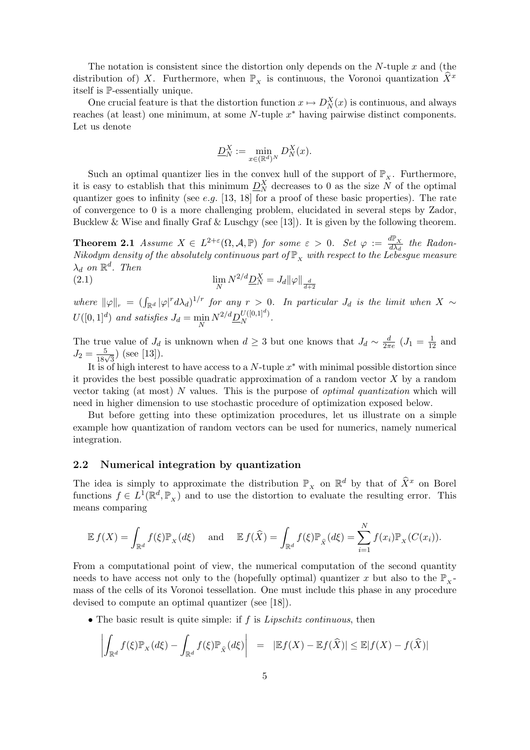The notation is consistent since the distortion only depends on the $N$-tuple $x$ and (the distribution of) $X$. Furthermore, when $\mathbb{P}_X$ is continuous, the Voronoi quantization $\widehat{X}^x$ itself is $\mathbb{P}$-essentially unique.

One crucial feature is that the distortion function $x \mapsto D_N^X(x)$ is continuous, and always reaches (at least) one minimum, at some $N$-tuple $x^*$ having pairwise distinct components. Let us denote

$$\underline{D}_N^X := \min_{x\in(\mathbb{R}^d)^N} D_N^X(x).$$

Such an optimal quantizer lies in the convex hull of the support of $\mathbb{P}_X$. Furthermore, it is easy to establish that this minimum $\underline{D}_N^X$ decreases to 0 as the size $N$ of the optimal quantizer goes to infinity (see *e.g.* [13, 18] for a proof of these basic properties). The rate of convergence to 0 is a more challenging problem, elucidated in several steps by Zador, Bucklew & Wise and finally Graf & Luschgy (see [13]). It is given by the following theorem.

**Theorem 2.1** *Assume $X \in L^{2+\varepsilon}(\Omega, \mathcal{A}, \mathbb{P})$ for some $\varepsilon > 0$. Set $\varphi := \frac{d\mathbb{P}_X}{d\lambda_d}$ the Radon-Nikodym density of the absolutely continuous part of $\mathbb{P}_X$ with respect to the Lebesgue measure $\lambda_d$ on $\mathbb{R}^d$. Then*

$$\lim_N N^{2/d} \underline{D}_N^X = J_d \|\varphi\|_{\frac{d}{d+2}} \tag{2.1}$$

*where $\|\varphi\|_r = \left(\int_{\mathbb{R}^d} |\varphi|^r d\lambda_d\right)^{1/r}$ for any $r > 0$. In particular $J_d$ is the limit when $X \sim U([0,1]^d)$ and satisfies $J_d = \min_N N^{2/d} \underline{D}_N^{U([0,1]^d)}$.*

The true value of $J_d$ is unknown when $d \geq 3$ but one knows that $J_d \sim \frac{d}{2\pi e}$ ($J_1 = \frac{1}{12}$ and $J_2 = \frac{5}{18\sqrt{3}}$) (see [13]).

It is of high interest to have access to a $N$-tuple $x^*$ with minimal possible distortion since it provides the best possible quadratic approximation of a random vector $X$ by a random vector taking (at most) $N$ values. This is the purpose of *optimal quantization* which will need in higher dimension to use stochastic procedure of optimization exposed below.

But before getting into these optimization procedures, let us illustrate on a simple example how quantization of random vectors can be used for numerics, namely numerical integration.

## 2.2 Numerical integration by quantization

The idea is simply to approximate the distribution $\mathbb{P}_X$ on $\mathbb{R}^d$ by that of $\widehat{X}^x$ on Borel functions $f \in L^1(\mathbb{R}^d, \mathbb{P}_X)$ and to use the distortion to evaluate the resulting error. This means comparing

$$\mathbb{E}\, f(X) = \int_{\mathbb{R}^d} f(\xi)\mathbb{P}_X(d\xi) \quad \text{and} \quad \mathbb{E}\, f(\widehat{X}) = \int_{\mathbb{R}^d} f(\xi)\mathbb{P}_{\widehat{X}}(d\xi) = \sum_{i=1}^{N} f(x_i)\mathbb{P}_X(C(x_i)).$$

From a computational point of view, the numerical computation of the second quantity needs to have access not only to the (hopefully optimal) quantizer $x$ but also to the $\mathbb{P}_X$-mass of the cells of its Voronoi tessellation. One must include this phase in any procedure devised to compute an optimal quantizer (see [18]).

- The basic result is quite simple: if $f$ is *Lipschitz continuous*, then

$$\left| \int_{\mathbb{R}^d} f(\xi)\mathbb{P}_X(d\xi) - \int_{\mathbb{R}^d} f(\xi)\mathbb{P}_{\widehat{X}}(d\xi) \right| \;=\; |\mathbb{E}f(X) - \mathbb{E}f(\widehat{X})| \leq \mathbb{E}|f(X) - f(\widehat{X})|$$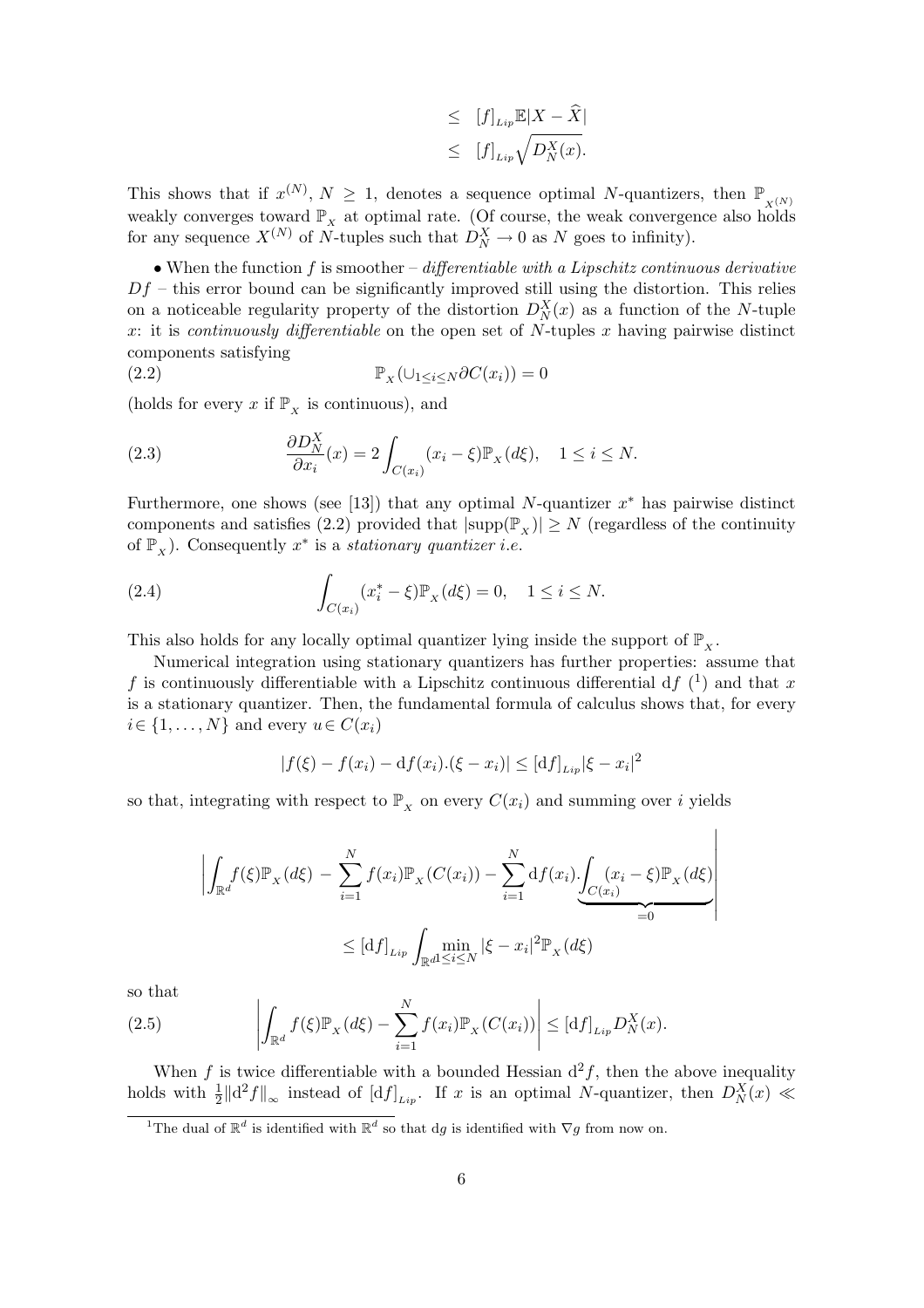$$
\begin{aligned}
&\leq [f]_{Lip} \mathbb{E}|X - \widehat{X}| \\
&\leq [f]_{Lip} \sqrt{D_N^X(x)}.
\end{aligned}
$$

This shows that if $x^{(N)}$, $N \geq 1$, denotes a sequence optimal $N$-quantizers, then $\mathbb{P}_{X^{(N)}}$ weakly converges toward $\mathbb{P}_X$ at optimal rate. (Of course, the weak convergence also holds for any sequence $X^{(N)}$ of $N$-tuples such that $D_N^X \to 0$ as $N$ goes to infinity).

• When the function $f$ is smoother – *differentiable with a Lipschitz continuous derivative* $Df$ – this error bound can be significantly improved still using the distortion. This relies on a noticeable regularity property of the distortion $D_N^X(x)$ as a function of the $N$-tuple $x$: it is *continuously differentiable* on the open set of $N$-tuples $x$ having pairwise distinct components satisfying

$$
\mathbb{P}_X(\cup_{1 \leq i \leq N} \partial C(x_i)) = 0 \tag{2.2}
$$

(holds for every $x$ if $\mathbb{P}_X$ is continuous), and

$$
\frac{\partial D_N^X}{\partial x_i}(x) = 2 \int_{C(x_i)} (x_i - \xi) \mathbb{P}_X(d\xi), \quad 1 \leq i \leq N. \tag{2.3}
$$

Furthermore, one shows (see [13]) that any optimal $N$-quantizer $x^*$ has pairwise distinct components and satisfies (2.2) provided that $|\mathrm{supp}(\mathbb{P}_X)| \geq N$ (regardless of the continuity of $\mathbb{P}_X$). Consequently $x^*$ is a *stationary quantizer i.e.*

$$
\int_{C(x_i)} (x_i^* - \xi) \mathbb{P}_X(d\xi) = 0, \quad 1 \leq i \leq N. \tag{2.4}
$$

This also holds for any locally optimal quantizer lying inside the support of $\mathbb{P}_X$.

Numerical integration using stationary quantizers has further properties: assume that $f$ is continuously differentiable with a Lipschitz continuous differential $\mathrm{d}f$ [1] and that $x$ is a stationary quantizer. Then, the fundamental formula of calculus shows that, for every $i \in \{1, \ldots, N\}$ and every $u \in C(x_i)$

$$
|f(\xi) - f(x_i) - \mathrm{d}f(x_i).(\xi - x_i)| \leq [\mathrm{d}f]_{Lip} |\xi - x_i|^2
$$

so that, integrating with respect to $\mathbb{P}_X$ on every $C(x_i)$ and summing over $i$ yields

$$
\left| \int_{\mathbb{R}^d} f(\xi) \mathbb{P}_X(d\xi) - \sum_{i=1}^N f(x_i) \mathbb{P}_X(C(x_i)) - \sum_{i=1}^N \mathrm{d}f(x_i). \underbrace{\int_{C(x_i)} (x_i - \xi) \mathbb{P}_X(d\xi)}_{=0} \right|
$$

$$
\leq [\mathrm{d}f]_{Lip} \int_{\mathbb{R}^d} \min_{1 \leq i \leq N} |\xi - x_i|^2 \mathbb{P}_X(d\xi)
$$

so that

$$
\left| \int_{\mathbb{R}^d} f(\xi) \mathbb{P}_X(d\xi) - \sum_{i=1}^N f(x_i) \mathbb{P}_X(C(x_i)) \right| \leq [\mathrm{d}f]_{Lip} D_N^X(x). \tag{2.5}
$$

When $f$ is twice differentiable with a bounded Hessian $\mathrm{d}^2 f$, then the above inequality holds with $\frac{1}{2}\|\mathrm{d}^2 f\|_\infty$ instead of $[\mathrm{d}f]_{Lip}$. If $x$ is an optimal $N$-quantizer, then $D_N^X(x) \ll$

[1] The dual of $\mathbb{R}^d$ is identified with $\mathbb{R}^d$ so that $\mathrm{d}g$ is identified with $\nabla g$ from now on.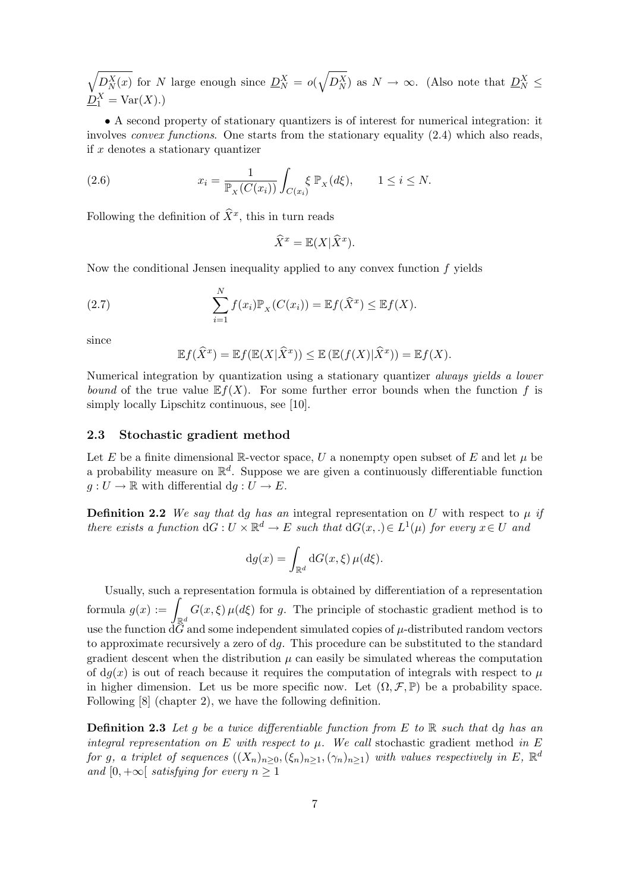$\sqrt{D_N^X(x)}$ for $N$ large enough since $\underline{D}_N^X = o(\sqrt{D_N^X})$ as $N \to \infty$. (Also note that $\underline{D}_N^X \leq \underline{D}_1^X = \mathrm{Var}(X)$.)

• A second property of stationary quantizers is of interest for numerical integration: it involves *convex functions*. One starts from the stationary equality (2.4) which also reads, if $x$ denotes a stationary quantizer

$$x_i = \frac{1}{\mathbb{P}_X(C(x_i))} \int_{C(x_i)} \xi \, \mathbb{P}_X(d\xi), \qquad 1 \leq i \leq N. \tag{2.6}$$

Following the definition of $\widehat{X}^x$, this in turn reads

$$\widehat{X}^x = \mathbb{E}(X|\widehat{X}^x).$$

Now the conditional Jensen inequality applied to any convex function $f$ yields

$$\sum_{i=1}^{N} f(x_i)\mathbb{P}_X(C(x_i)) = \mathbb{E}f(\widehat{X}^x) \leq \mathbb{E}f(X). \tag{2.7}$$

since

$$\mathbb{E}f(\widehat{X}^x) = \mathbb{E}f(\mathbb{E}(X|\widehat{X}^x)) \leq \mathbb{E}\left(\mathbb{E}(f(X)|\widehat{X}^x)\right) = \mathbb{E}f(X).$$

Numerical integration by quantization using a stationary quantizer *always yields a lower bound* of the true value $\mathbb{E}f(X)$. For some further error bounds when the function $f$ is simply locally Lipschitz continuous, see [10].

### 2.3 Stochastic gradient method

Let $E$ be a finite dimensional $\mathbb{R}$-vector space, $U$ a nonempty open subset of $E$ and let $\mu$ be a probability measure on $\mathbb{R}^d$. Suppose we are given a continuously differentiable function $g : U \to \mathbb{R}$ with differential $\mathrm{d}g : U \to E$.

**Definition 2.2** *We say that* $\mathrm{d}g$ *has an* integral representation *on* $U$ *with respect to* $\mu$ *if there exists a function* $\mathrm{d}G : U \times \mathbb{R}^d \to E$ *such that* $\mathrm{d}G(x,.) \in L^1(\mu)$ *for every* $x \in U$ *and*

$$\mathrm{d}g(x) = \int_{\mathbb{R}^d} \mathrm{d}G(x,\xi)\, \mu(d\xi).$$

Usually, such a representation formula is obtained by differentiation of a representation formula $g(x) := \displaystyle\int_{\mathbb{R}^d} G(x,\xi)\, \mu(d\xi)$ for $g$. The principle of stochastic gradient method is to use the function $\mathrm{d}G$ and some independent simulated copies of $\mu$-distributed random vectors to approximate recursively a zero of $\mathrm{d}g$. This procedure can be substituted to the standard gradient descent when the distribution $\mu$ can easily be simulated whereas the computation of $\mathrm{d}g(x)$ is out of reach because it requires the computation of integrals with respect to $\mu$ in higher dimension. Let us be more specific now. Let $(\Omega, \mathcal{F}, \mathbb{P})$ be a probability space. Following [8] (chapter 2), we have the following definition.

**Definition 2.3** *Let* $g$ *be a twice differentiable function from* $E$ *to* $\mathbb{R}$ *such that* $\mathrm{d}g$ *has an integral representation on* $E$ *with respect to* $\mu$. *We call* stochastic gradient method *in* $E$ *for* $g$, *a triplet of sequences* $((X_n)_{n\geq 0}, (\xi_n)_{n\geq 1}, (\gamma_n)_{n\geq 1})$ *with values respectively in* $E$, $\mathbb{R}^d$ *and* $[0, +\infty[$ *satisfying for every* $n \geq 1$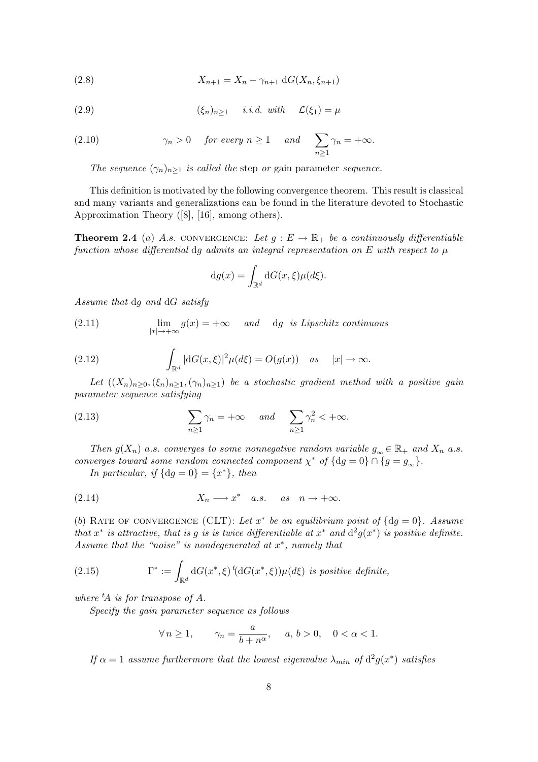$$X_{n+1} = X_n - \gamma_{n+1}\, \mathrm{d}G(X_n, \xi_{n+1}) \tag{2.8}$$

$$(\xi_n)_{n\geq 1} \quad \textit{i.i.d. with} \quad \mathcal{L}(\xi_1) = \mu \tag{2.9}$$

$$\gamma_n > 0 \quad \textit{for every } n \geq 1 \quad \textit{and} \quad \sum_{n\geq 1} \gamma_n = +\infty. \tag{2.10}$$

*The sequence* $(\gamma_n)_{n\geq 1}$ *is called the* step *or* gain parameter *sequence.*

This definition is motivated by the following convergence theorem. This result is classical and many variants and generalizations can be found in the literature devoted to Stochastic Approximation Theory ([8], [16], among others).

**Theorem 2.4** (*a*) *A.s.* CONVERGENCE: *Let* $g : E \to \mathbb{R}_+$ *be a continuously differentiable function whose differential* $\mathrm{d}g$ *admits an integral representation on* $E$ *with respect to* $\mu$

$$\mathrm{d}g(x) = \int_{\mathbb{R}^d} \mathrm{d}G(x, \xi)\mu(d\xi).$$

*Assume that* $\mathrm{d}g$ *and* $\mathrm{d}G$ *satisfy*

$$\lim_{|x|\to+\infty} g(x) = +\infty \quad \textit{and} \quad \mathrm{d}g \ \textit{ is Lipschitz continuous} \tag{2.11}$$

$$\int_{\mathbb{R}^d} |\mathrm{d}G(x,\xi)|^2 \mu(d\xi) = O(g(x)) \quad \textit{as} \quad |x| \to \infty. \tag{2.12}$$

*Let* $((X_n)_{n\geq 0}, (\xi_n)_{n\geq 1}, (\gamma_n)_{n\geq 1})$ *be a stochastic gradient method with a positive gain parameter sequence satisfying*

$$\sum_{n\geq 1} \gamma_n = +\infty \quad \textit{and} \quad \sum_{n\geq 1} \gamma_n^2 < +\infty. \tag{2.13}$$

*Then* $g(X_n)$ *a.s. converges to some nonnegative random variable* $g_\infty \in \mathbb{R}_+$ *and* $X_n$ *a.s. converges toward some random connected component* $\chi^*$ *of* $\{\mathrm{d}g = 0\} \cap \{g = g_\infty\}$.

*In particular, if* $\{\mathrm{d}g = 0\} = \{x^*\}$, *then*

$$X_n \longrightarrow x^* \quad a.s. \quad as \quad n \to +\infty. \tag{2.14}$$

(*b*) RATE OF CONVERGENCE (CLT): *Let* $x^*$ *be an equilibrium point of* $\{\mathrm{d}g = 0\}$. *Assume that* $x^*$ *is attractive, that is* $g$ *is is twice differentiable at* $x^*$ *and* $\mathrm{d}^2 g(x^*)$ *is positive definite. Assume that the "noise" is nondegenerated at* $x^*$, *namely that*

$$\Gamma^* := \int_{\mathbb{R}^d} \mathrm{d}G(x^*, \xi)\, {}^t(\mathrm{d}G(x^*, \xi))\mu(d\xi) \ \textit{is positive definite,} \tag{2.15}$$

*where* ${}^tA$ *is for transpose of* $A$.

*Specify the gain parameter sequence as follows*

$$\forall\, n \geq 1, \qquad \gamma_n = \frac{a}{b + n^\alpha}, \quad a, b > 0, \quad 0 < \alpha < 1.$$

*If* $\alpha = 1$ *assume furthermore that the lowest eigenvalue* $\lambda_{min}$ *of* $\mathrm{d}^2 g(x^*)$ *satisfies*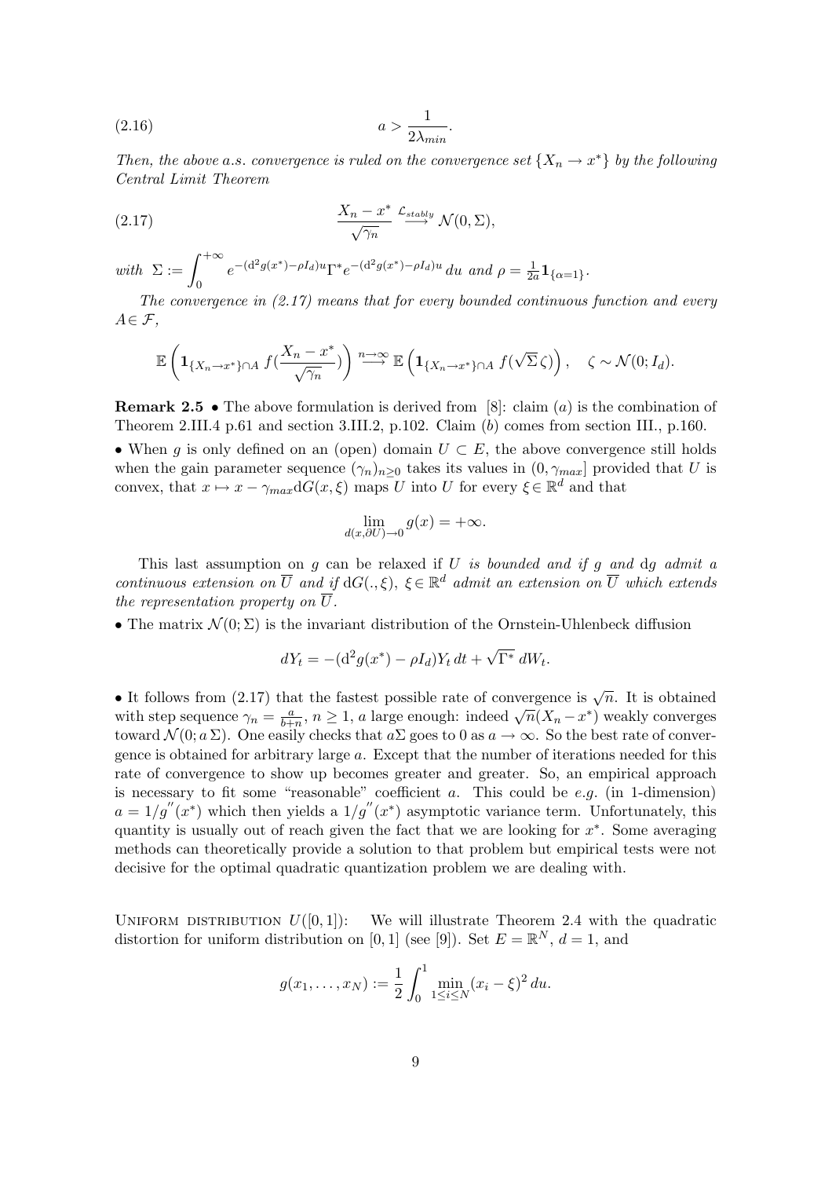$$a > \frac{1}{2\lambda_{min}}. \tag{2.16}$$

*Then, the above a.s. convergence is ruled on the convergence set $\{X_n \to x^*\}$ by the following Central Limit Theorem*

$$\frac{X_n - x^*}{\sqrt{\gamma_n}} \stackrel{\mathcal{L}_{stably}}{\longrightarrow} \mathcal{N}(0, \Sigma), \tag{2.17}$$

*with* $\Sigma := \displaystyle\int_0^{+\infty} e^{-(\mathrm{d}^2 g(x^*) - \rho I_d)u} \Gamma^* e^{-(\mathrm{d}^2 g(x^*) - \rho I_d)u} \, du$ *and* $\rho = \frac{1}{2a} \mathbf{1}_{\{\alpha=1\}}$.

*The convergence in (2.17) means that for every bounded continuous function and every $A \in \mathcal{F}$,*

$$\mathbb{E}\left(\mathbf{1}_{\{X_n \to x^*\} \cap A} \, f\left(\frac{X_n - x^*}{\sqrt{\gamma_n}}\right)\right) \stackrel{n \to \infty}{\longrightarrow} \mathbb{E}\left(\mathbf{1}_{\{X_n \to x^*\} \cap A} \, f(\sqrt{\Sigma}\,\zeta)\right), \quad \zeta \sim \mathcal{N}(0; I_d).$$

**Remark 2.5** • The above formulation is derived from [8]: claim $(a)$ is the combination of Theorem 2.III.4 p.61 and section 3.III.2, p.102. Claim $(b)$ comes from section III., p.160.

• When $g$ is only defined on an (open) domain $U \subset E$, the above convergence still holds when the gain parameter sequence $(\gamma_n)_{n \geq 0}$ takes its values in $(0, \gamma_{max}]$ provided that $U$ is convex, that $x \mapsto x - \gamma_{max} \mathrm{d}G(x, \xi)$ maps $U$ into $U$ for every $\xi \in \mathbb{R}^d$ and that

$$\lim_{d(x, \partial U) \to 0} g(x) = +\infty.$$

This last assumption on $g$ can be relaxed if *$U$ is bounded and if $g$ and $\mathrm{d}g$ admit a continuous extension on $\overline{U}$ and if $\mathrm{d}G(., \xi)$, $\xi \in \mathbb{R}^d$ admit an extension on $\overline{U}$ which extends the representation property on $\overline{U}$.*

• The matrix $\mathcal{N}(0; \Sigma)$ is the invariant distribution of the Ornstein-Uhlenbeck diffusion

$$dY_t = -(\mathrm{d}^2 g(x^*) - \rho I_d) Y_t \, dt + \sqrt{\Gamma^*} \, dW_t.$$

• It follows from (2.17) that the fastest possible rate of convergence is $\sqrt{n}$. It is obtained with step sequence $\gamma_n = \frac{a}{b+n}$, $n \geq 1$, $a$ large enough: indeed $\sqrt{n}(X_n - x^*)$ weakly converges toward $\mathcal{N}(0; a\,\Sigma)$. One easily checks that $a\Sigma$ goes to 0 as $a \to \infty$. So the best rate of convergence is obtained for arbitrary large $a$. Except that the number of iterations needed for this rate of convergence to show up becomes greater and greater. So, an empirical approach is necessary to fit some "reasonable" coefficient $a$. This could be *e.g.* (in 1-dimension) $a = 1/g''(x^*)$ which then yields a $1/g''(x^*)$ asymptotic variance term. Unfortunately, this quantity is usually out of reach given the fact that we are looking for $x^*$. Some averaging methods can theoretically provide a solution to that problem but empirical tests were not decisive for the optimal quadratic quantization problem we are dealing with.

Uniform distribution $U([0, 1])$: We will illustrate Theorem 2.4 with the quadratic distortion for uniform distribution on $[0, 1]$ (see [9]). Set $E = \mathbb{R}^N$, $d = 1$, and

$$g(x_1, \ldots, x_N) := \frac{1}{2} \int_0^1 \min_{1 \leq i \leq N} (x_i - \xi)^2 \, du.$$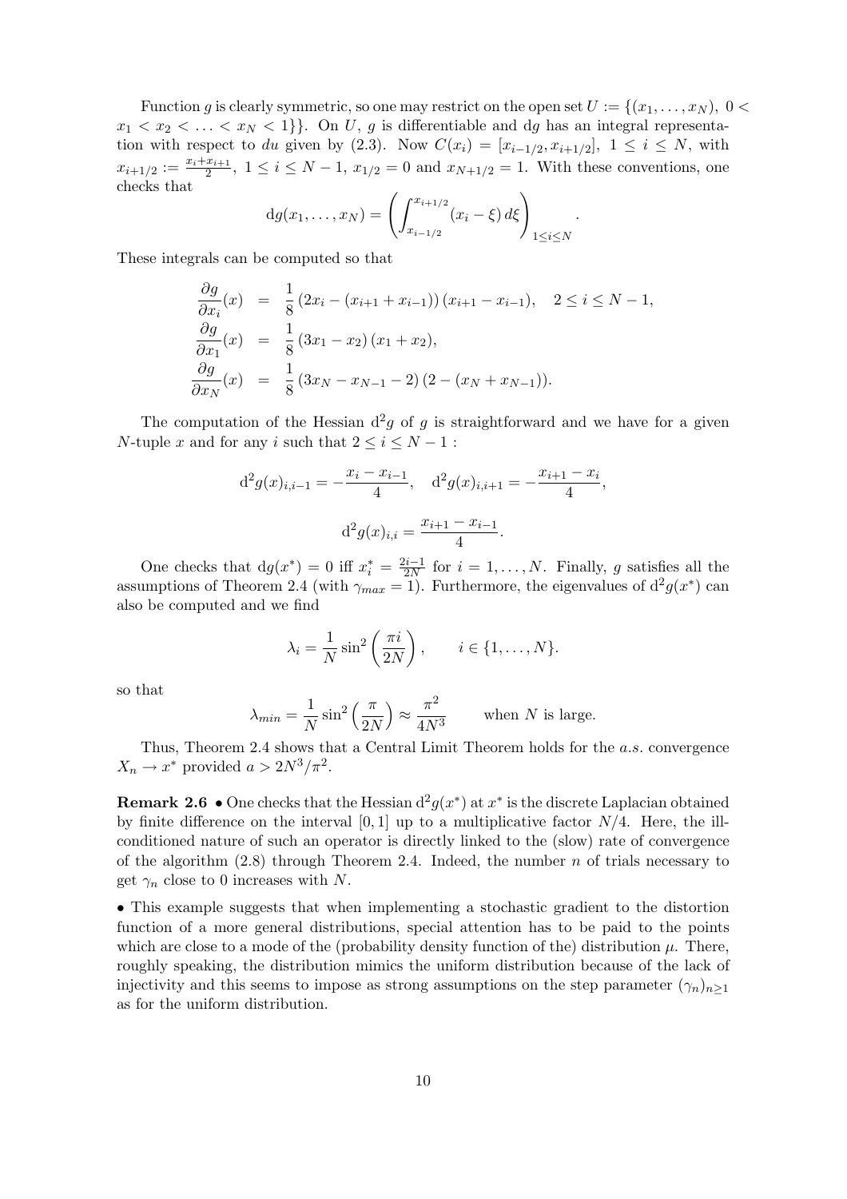Function $g$ is clearly symmetric, so one may restrict on the open set $U := \{(x_1, \ldots, x_N),\ 0 < x_1 < x_2 < \ldots < x_N < 1\}\}$. On $U$, $g$ is differentiable and $\mathrm{d}g$ has an integral representation with respect to $du$ given by (2.3). Now $C(x_i) = [x_{i-1/2}, x_{i+1/2}],\ 1 \le i \le N$, with $x_{i+1/2} := \frac{x_i + x_{i+1}}{2},\ 1 \le i \le N-1$, $x_{1/2} = 0$ and $x_{N+1/2} = 1$. With these conventions, one checks that

$$\mathrm{d}g(x_1, \ldots, x_N) = \left( \int_{x_{i-1/2}}^{x_{i+1/2}} (x_i - \xi)\, d\xi \right)_{1 \le i \le N}.$$

These integrals can be computed so that

$$\begin{aligned}
\frac{\partial g}{\partial x_i}(x) &= \frac{1}{8}\left(2x_i - (x_{i+1} + x_{i-1})\right)(x_{i+1} - x_{i-1}), \quad 2 \le i \le N-1, \\
\frac{\partial g}{\partial x_1}(x) &= \frac{1}{8}\left(3x_1 - x_2\right)(x_1 + x_2), \\
\frac{\partial g}{\partial x_N}(x) &= \frac{1}{8}\left(3x_N - x_{N-1} - 2\right)(2 - (x_N + x_{N-1})).
\end{aligned}$$

The computation of the Hessian $\mathrm{d}^2 g$ of $g$ is straightforward and we have for a given $N$-tuple $x$ and for any $i$ such that $2 \le i \le N-1$ :

$$\mathrm{d}^2 g(x)_{i,i-1} = -\frac{x_i - x_{i-1}}{4}, \quad \mathrm{d}^2 g(x)_{i,i+1} = -\frac{x_{i+1} - x_i}{4},$$

$$\mathrm{d}^2 g(x)_{i,i} = \frac{x_{i+1} - x_{i-1}}{4}.$$

One checks that $\mathrm{d}g(x^*) = 0$ iff $x_i^* = \frac{2i-1}{2N}$ for $i = 1, \ldots, N$. Finally, $g$ satisfies all the assumptions of Theorem 2.4 (with $\gamma_{max} = 1$). Furthermore, the eigenvalues of $\mathrm{d}^2 g(x^*)$ can also be computed and we find

$$\lambda_i = \frac{1}{N}\sin^2\left(\frac{\pi i}{2N}\right), \qquad i \in \{1, \ldots, N\}.$$

so that

$$\lambda_{min} = \frac{1}{N}\sin^2\left(\frac{\pi}{2N}\right) \approx \frac{\pi^2}{4N^3} \qquad \text{when } N \text{ is large.}$$

Thus, Theorem 2.4 shows that a Central Limit Theorem holds for the *a.s.* convergence $X_n \to x^*$ provided $a > 2N^3/\pi^2$.

**Remark 2.6** • One checks that the Hessian $\mathrm{d}^2 g(x^*)$ at $x^*$ is the discrete Laplacian obtained by finite difference on the interval $[0, 1]$ up to a multiplicative factor $N/4$. Here, the ill-conditioned nature of such an operator is directly linked to the (slow) rate of convergence of the algorithm (2.8) through Theorem 2.4. Indeed, the number $n$ of trials necessary to get $\gamma_n$ close to 0 increases with $N$.

• This example suggests that when implementing a stochastic gradient to the distortion function of a more general distributions, special attention has to be paid to the points which are close to a mode of the (probability density function of the) distribution $\mu$. There, roughly speaking, the distribution mimics the uniform distribution because of the lack of injectivity and this seems to impose as strong assumptions on the step parameter $(\gamma_n)_{n \ge 1}$ as for the uniform distribution.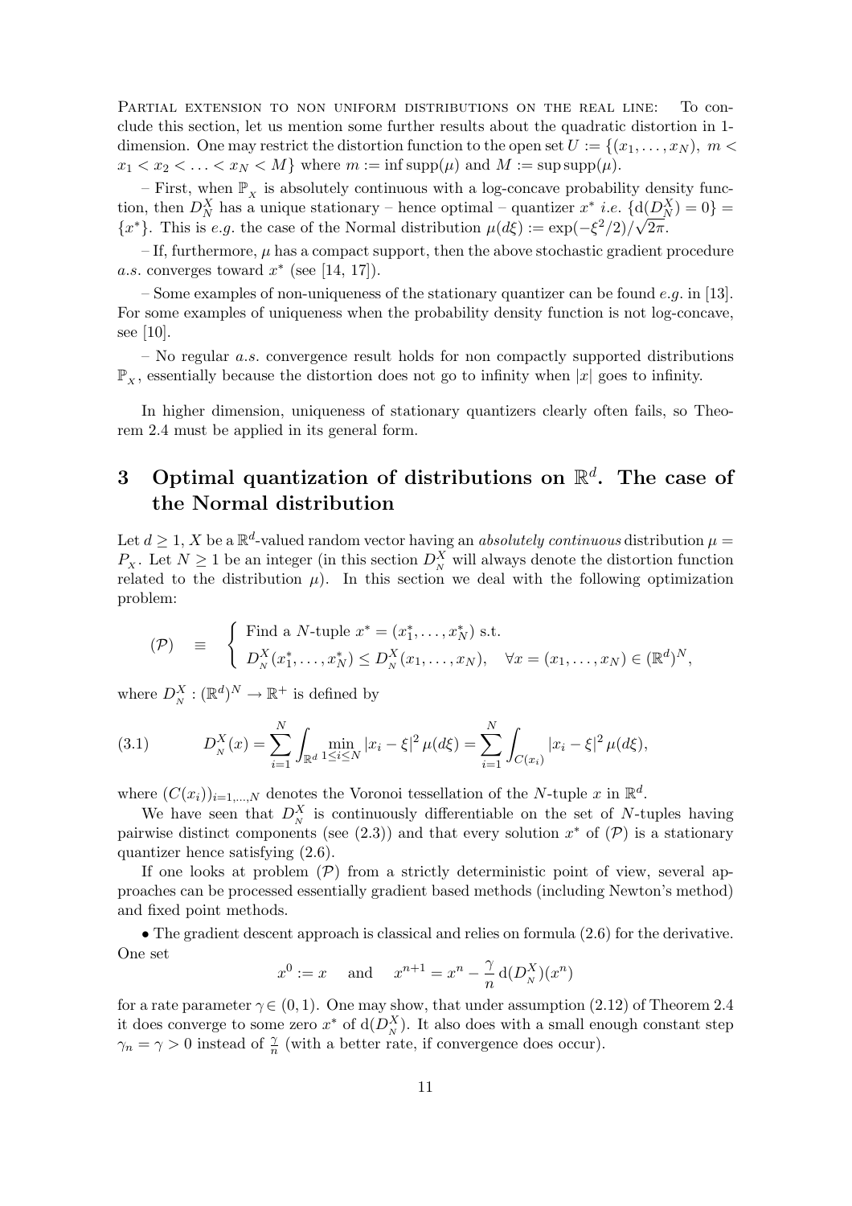Partial extension to non uniform distributions on the real line: To conclude this section, let us mention some further results about the quadratic distortion in 1-dimension. One may restrict the distortion function to the open set $U := \{(x_1,\ldots,x_N),\ m < x_1 < x_2 < \ldots < x_N < M\}$ where $m := \inf \mathrm{supp}(\mu)$ and $M := \sup \mathrm{supp}(\mu)$.

– First, when $\mathbb{P}_{_X}$ is absolutely continuous with a log-concave probability density function, then $D^X_N$ has a unique stationary – hence optimal – quantizer $x^*$ *i.e.* $\{\mathrm{d}(D^X_N) = 0\} = \{x^*\}$. This is *e.g.* the case of the Normal distribution $\mu(d\xi) := \exp(-\xi^2/2)/\sqrt{2\pi}$.

– If, furthermore, $\mu$ has a compact support, then the above stochastic gradient procedure *a.s.* converges toward $x^*$ (see [14, 17]).

– Some examples of non-uniqueness of the stationary quantizer can be found *e.g.* in [13]. For some examples of uniqueness when the probability density function is not log-concave, see [10].

– No regular *a.s.* convergence result holds for non compactly supported distributions $\mathbb{P}_{_X}$, essentially because the distortion does not go to infinity when $|x|$ goes to infinity.

In higher dimension, uniqueness of stationary quantizers clearly often fails, so Theorem 2.4 must be applied in its general form.

# 3 Optimal quantization of distributions on $\mathbb{R}^d$. The case of the Normal distribution

Let $d \geq 1$, $X$ be a $\mathbb{R}^d$-valued random vector having an *absolutely continuous* distribution $\mu = P_{_X}$. Let $N \geq 1$ be an integer (in this section $D^X_{_N}$ will always denote the distortion function related to the distribution $\mu$). In this section we deal with the following optimization problem:

$$
(\mathcal{P}) \quad \equiv \quad \left\{ \begin{array}{l} \text{Find a } N\text{-tuple } x^* = (x^*_1,\ldots,x^*_N) \text{ s.t.} \\ D^X_{_N}(x^*_1,\ldots,x^*_N) \leq D^X_{_N}(x_1,\ldots,x_N), \quad \forall x = (x_1,\ldots,x_N) \in (\mathbb{R}^d)^N, \end{array} \right.
$$

where $D^X_{_N} : (\mathbb{R}^d)^N \to \mathbb{R}^+$ is defined by

$$
(3.1) \qquad D^X_{_N}(x) = \sum_{i=1}^{N} \int_{\mathbb{R}^d} \min_{1\leq i\leq N} |x_i - \xi|^2 \,\mu(d\xi) = \sum_{i=1}^{N} \int_{C(x_i)} |x_i - \xi|^2 \,\mu(d\xi),
$$

where $(C(x_i))_{i=1,\ldots,N}$ denotes the Voronoi tessellation of the $N$-tuple $x$ in $\mathbb{R}^d$.

We have seen that $D^X_{_N}$ is continuously differentiable on the set of $N$-tuples having pairwise distinct components (see (2.3)) and that every solution $x^*$ of $(\mathcal{P})$ is a stationary quantizer hence satisfying (2.6).

If one looks at problem $(\mathcal{P})$ from a strictly deterministic point of view, several approaches can be processed essentially gradient based methods (including Newton's method) and fixed point methods.

• The gradient descent approach is classical and relies on formula (2.6) for the derivative. One set

$$
x^0 := x \quad \text{ and } \quad x^{n+1} = x^n - \frac{\gamma}{n}\,\mathrm{d}(D^X_{_N})(x^n)
$$

for a rate parameter $\gamma \in (0,1)$. One may show, that under assumption (2.12) of Theorem 2.4 it does converge to some zero $x^*$ of $\mathrm{d}(D^X_{_N})$. It also does with a small enough constant step $\gamma_n = \gamma > 0$ instead of $\frac{\gamma}{n}$ (with a better rate, if convergence does occur).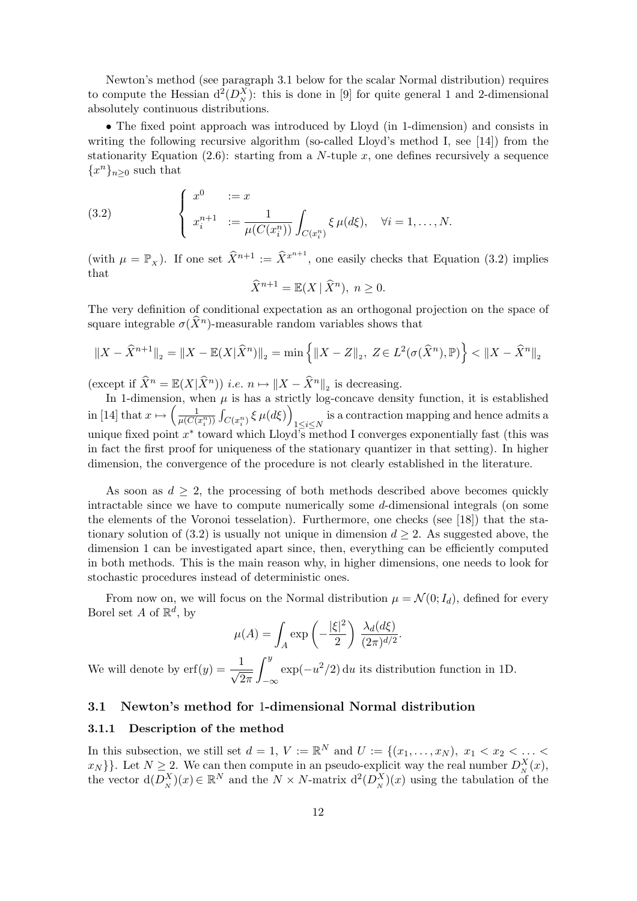Newton's method (see paragraph 3.1 below for the scalar Normal distribution) requires to compute the Hessian $\mathrm{d}^2(D_{_N}^X)$: this is done in [9] for quite general 1 and 2-dimensional absolutely continuous distributions.

• The fixed point approach was introduced by Lloyd (in 1-dimension) and consists in writing the following recursive algorithm (so-called Lloyd's method I, see [14]) from the stationarity Equation (2.6): starting from a $N$-tuple $x$, one defines recursively a sequence $\{x^n\}_{n\geq 0}$ such that

$$
(3.2) \qquad \left\{ \begin{array}{ll} x^0 & := x \\ x_i^{n+1} & := \dfrac{1}{\mu(C(x_i^n))} \displaystyle\int_{C(x_i^n)} \xi \, \mu(d\xi), \quad \forall i = 1, \ldots, N. \end{array} \right.
$$

(with $\mu = \mathbb{P}_{_X}$). If one set $\widehat{X}^{n+1} := \widehat{X}^{x^{n+1}}$, one easily checks that Equation (3.2) implies that

$$
\widehat{X}^{n+1} = \mathbb{E}(X \,|\, \widehat{X}^n), \; n \geq 0.
$$

The very definition of conditional expectation as an orthogonal projection on the space of square integrable $\sigma(\widehat{X}^n)$-measurable random variables shows that

$$
\|X - \widehat{X}^{n+1}\|_{_2} = \|X - \mathbb{E}(X|\widehat{X}^n)\|_{_2} = \min\left\{\|X - Z\|_{_2}, \; Z \in L^2(\sigma(\widehat{X}^n), \mathbb{P})\right\} < \|X - \widehat{X}^n\|_{_2}
$$

(except if $\widehat{X}^n = \mathbb{E}(X|\widehat{X}^n)$) *i.e.* $n \mapsto \|X - \widehat{X}^n\|_{_2}$ is decreasing.

In 1-dimension, when $\mu$ is has a strictly log-concave density function, it is established in [14] that $x \mapsto \left(\frac{1}{\mu(C(x_i^n))}\int_{C(x_i^n)} \xi \, \mu(d\xi)\right)_{1\leq i\leq N}$ is a contraction mapping and hence admits a unique fixed point $x^*$ toward which Lloyd's method I converges exponentially fast (this was in fact the first proof for uniqueness of the stationary quantizer in that setting). In higher dimension, the convergence of the procedure is not clearly established in the literature.

As soon as $d \geq 2$, the processing of both methods described above becomes quickly intractable since we have to compute numerically some $d$-dimensional integrals (on some the elements of the Voronoi tesselation). Furthermore, one checks (see [18]) that the stationary solution of (3.2) is usually not unique in dimension $d \geq 2$. As suggested above, the dimension 1 can be investigated apart since, then, everything can be efficiently computed in both methods. This is the main reason why, in higher dimensions, one needs to look for stochastic procedures instead of deterministic ones.

From now on, we will focus on the Normal distribution $\mu = \mathcal{N}(0; I_d)$, defined for every Borel set $A$ of $\mathbb{R}^d$, by

$$
\mu(A) = \int_A \exp\left(-\frac{|\xi|^2}{2}\right) \frac{\lambda_d(d\xi)}{(2\pi)^{d/2}}.
$$

We will denote by $\mathrm{erf}(y) = \dfrac{1}{\sqrt{2\pi}} \displaystyle\int_{-\infty}^{y} \exp(-u^2/2)\, \mathrm{d}u$ its distribution function in 1D.

## 3.1 Newton's method for 1-dimensional Normal distribution

### 3.1.1 Description of the method

In this subsection, we still set $d = 1$, $V := \mathbb{R}^N$ and $U := \{(x_1, \ldots, x_N), \; x_1 < x_2 < \ldots < x_N\}\}$. Let $N \geq 2$. We can then compute in an pseudo-explicit way the real number $D_{_N}^X(x)$, the vector $\mathrm{d}(D_{_N}^X)(x) \in \mathbb{R}^N$ and the $N \times N$-matrix $\mathrm{d}^2(D_{_N}^X)(x)$ using the tabulation of the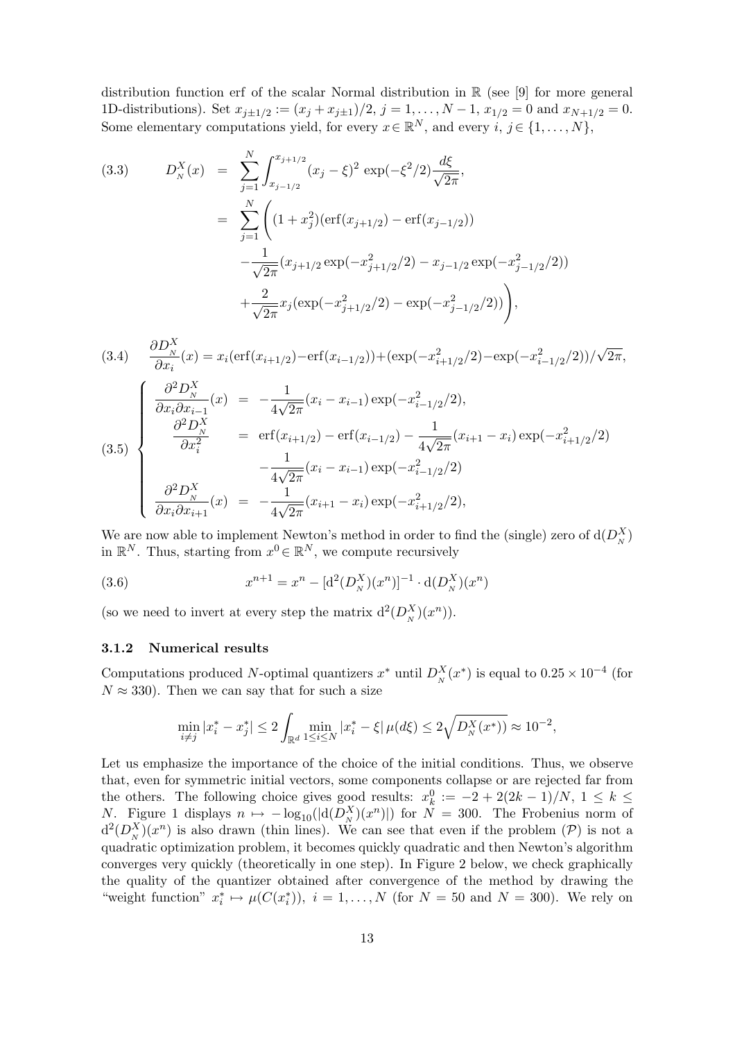distribution function erf of the scalar Normal distribution in $\mathbb{R}$ (see [9] for more general 1D-distributions). Set $x_{j\pm 1/2} := (x_j + x_{j\pm 1})/2$, $j = 1, \ldots, N-1$, $x_{1/2} = 0$ and $x_{N+1/2} = 0$. Some elementary computations yield, for every $x \in \mathbb{R}^N$, and every $i, j \in \{1, \ldots, N\}$,

$$
\begin{aligned}
(3.3) \qquad D_N^X(x) &= \sum_{j=1}^{N} \int_{x_{j-1/2}}^{x_{j+1/2}} (x_j - \xi)^2 \exp(-\xi^2/2) \frac{d\xi}{\sqrt{2\pi}}, \\
&= \sum_{j=1}^{N} \Bigg( (1 + x_j^2)(\mathrm{erf}(x_{j+1/2}) - \mathrm{erf}(x_{j-1/2})) \\
&\quad - \frac{1}{\sqrt{2\pi}} (x_{j+1/2} \exp(-x_{j+1/2}^2/2) - x_{j-1/2} \exp(-x_{j-1/2}^2/2)) \\
&\quad + \frac{2}{\sqrt{2\pi}} x_j (\exp(-x_{j+1/2}^2/2) - \exp(-x_{j-1/2}^2/2)) \Bigg),
\end{aligned}
$$

$$
(3.4) \quad \frac{\partial D_N^X}{\partial x_i}(x) = x_i(\mathrm{erf}(x_{i+1/2}) - \mathrm{erf}(x_{i-1/2})) + (\exp(-x_{i+1/2}^2/2) - \exp(-x_{i-1/2}^2/2))/\sqrt{2\pi},
$$

$$
(3.5) \quad \left\{
\begin{aligned}
\frac{\partial^2 D_N^X}{\partial x_i \partial x_{i-1}}(x) &= -\frac{1}{4\sqrt{2\pi}} (x_i - x_{i-1}) \exp(-x_{i-1/2}^2/2), \\
\frac{\partial^2 D_N^X}{\partial x_i^2} &= \mathrm{erf}(x_{i+1/2}) - \mathrm{erf}(x_{i-1/2}) - \frac{1}{4\sqrt{2\pi}} (x_{i+1} - x_i) \exp(-x_{i+1/2}^2/2) \\
&\quad - \frac{1}{4\sqrt{2\pi}} (x_i - x_{i-1}) \exp(-x_{i-1/2}^2/2) \\
\frac{\partial^2 D_N^X}{\partial x_i \partial x_{i+1}}(x) &= -\frac{1}{4\sqrt{2\pi}} (x_{i+1} - x_i) \exp(-x_{i+1/2}^2/2),
\end{aligned}
\right.
$$

We are now able to implement Newton's method in order to find the (single) zero of $\mathrm{d}(D_N^X)$ in $\mathbb{R}^N$. Thus, starting from $x^0 \in \mathbb{R}^N$, we compute recursively

$$
(3.6) \qquad x^{n+1} = x^n - [\mathrm{d}^2(D_N^X)(x^n)]^{-1} \cdot \mathrm{d}(D_N^X)(x^n)
$$

(so we need to invert at every step the matrix $\mathrm{d}^2(D_N^X)(x^n)$).

### 3.1.2 Numerical results

Computations produced $N$-optimal quantizers $x^*$ until $D_N^X(x^*)$ is equal to $0.25 \times 10^{-4}$ (for $N \approx 330$). Then we can say that for such a size

$$
\min_{i \neq j} |x_i^* - x_j^*| \leq 2 \int_{\mathbb{R}^d} \min_{1 \leq i \leq N} |x_i^* - \xi| \, \mu(d\xi) \leq 2\sqrt{D_N^X(x^*))} \approx 10^{-2},
$$

Let us emphasize the importance of the choice of the initial conditions. Thus, we observe that, even for symmetric initial vectors, some components collapse or are rejected far from the others. The following choice gives good results: $x_k^0 := -2 + 2(2k-1)/N$, $1 \leq k \leq N$. Figure 1 displays $n \mapsto -\log_{10}(|\mathrm{d}(D_N^X)(x^n)|)$ for $N = 300$. The Frobenius norm of $\mathrm{d}^2(D_N^X)(x^n)$ is also drawn (thin lines). We can see that even if the problem $(\mathcal{P})$ is not a quadratic optimization problem, it becomes quickly quadratic and then Newton's algorithm converges very quickly (theoretically in one step). In Figure 2 below, we check graphically the quality of the quantizer obtained after convergence of the method by drawing the "weight function" $x_i^* \mapsto \mu(C(x_i^*))$, $i = 1, \ldots, N$ (for $N = 50$ and $N = 300$). We rely on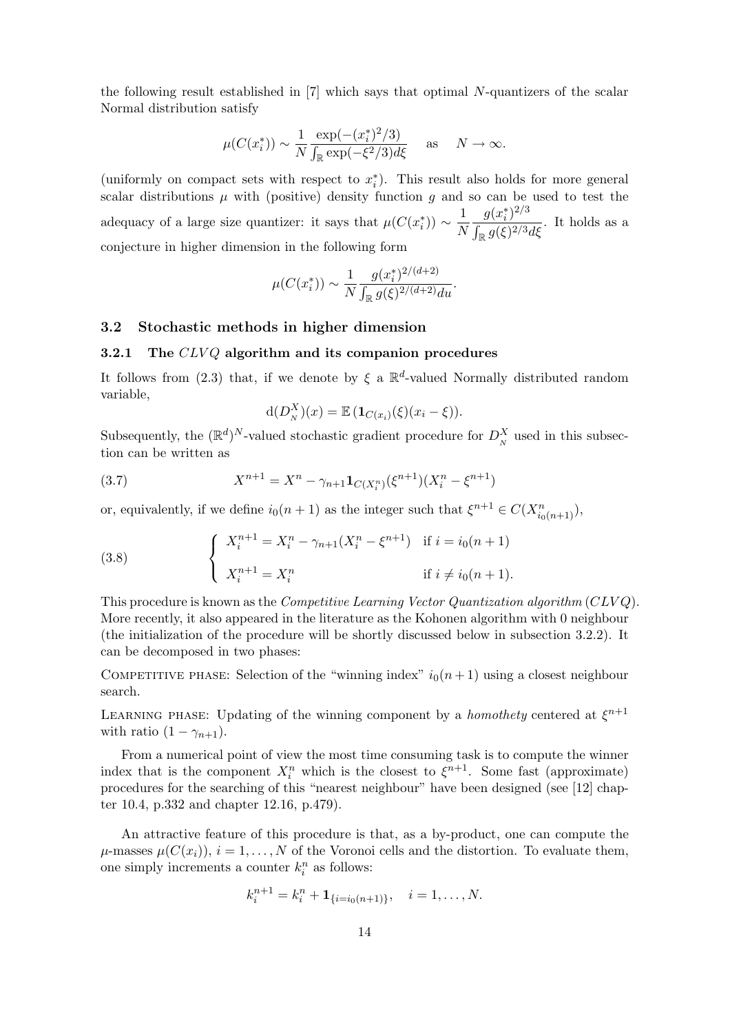the following result established in [7] which says that optimal $N$-quantizers of the scalar Normal distribution satisfy

$$\mu(C(x_i^*)) \sim \frac{1}{N}\frac{\exp(-(x_i^*)^2/3)}{\int_{\mathbb{R}}\exp(-\xi^2/3)d\xi} \quad \text{as} \quad N \to \infty.$$

(uniformly on compact sets with respect to $x_i^*$). This result also holds for more general scalar distributions $\mu$ with (positive) density function $g$ and so can be used to test the adequacy of a large size quantizer: it says that $\mu(C(x_i^*)) \sim \dfrac{1}{N}\dfrac{g(x_i^*)^{2/3}}{\int_{\mathbb{R}} g(\xi)^{2/3}d\xi}$. It holds as a conjecture in higher dimension in the following form

$$\mu(C(x_i^*)) \sim \frac{1}{N}\frac{g(x_i^*)^{2/(d+2)}}{\int_{\mathbb{R}} g(\xi)^{2/(d+2)}du}.$$

## 3.2 Stochastic methods in higher dimension

### 3.2.1 The $CLVQ$ algorithm and its companion procedures

It follows from (2.3) that, if we denote by $\xi$ a $\mathbb{R}^d$-valued Normally distributed random variable,

$$\mathrm{d}(D_N^X)(x) = \mathbb{E}\,(\mathbf{1}_{C(x_i)}(\xi)(x_i - \xi)).$$

Subsequently, the $(\mathbb{R}^d)^N$-valued stochastic gradient procedure for $D_N^X$ used in this subsection can be written as

$$X^{n+1} = X^n - \gamma_{n+1}\mathbf{1}_{C(X_i^n)}(\xi^{n+1})(X_i^n - \xi^{n+1}) \tag{3.7}$$

or, equivalently, if we define $i_0(n+1)$ as the integer such that $\xi^{n+1} \in C(X^n_{i_0(n+1)})$,

$$\begin{cases} X_i^{n+1} = X_i^n - \gamma_{n+1}(X_i^n - \xi^{n+1}) & \text{if } i = i_0(n+1) \\ X_i^{n+1} = X_i^n & \text{if } i \neq i_0(n+1). \end{cases} \tag{3.8}$$

This procedure is known as the *Competitive Learning Vector Quantization algorithm* ($CLVQ$). More recently, it also appeared in the literature as the Kohonen algorithm with 0 neighbour (the initialization of the procedure will be shortly discussed below in subsection 3.2.2). It can be decomposed in two phases:

COMPETITIVE PHASE: Selection of the "winning index" $i_0(n+1)$ using a closest neighbour search.

LEARNING PHASE: Updating of the winning component by a *homothety* centered at $\xi^{n+1}$ with ratio $(1 - \gamma_{n+1})$.

From a numerical point of view the most time consuming task is to compute the winner index that is the component $X_i^n$ which is the closest to $\xi^{n+1}$. Some fast (approximate) procedures for the searching of this "nearest neighbour" have been designed (see [12] chapter 10.4, p.332 and chapter 12.16, p.479).

An attractive feature of this procedure is that, as a by-product, one can compute the $\mu$-masses $\mu(C(x_i))$, $i = 1, \ldots, N$ of the Voronoi cells and the distortion. To evaluate them, one simply increments a counter $k_i^n$ as follows:

$$k_i^{n+1} = k_i^n + \mathbf{1}_{\{i = i_0(n+1)\}}, \quad i = 1, \ldots, N.$$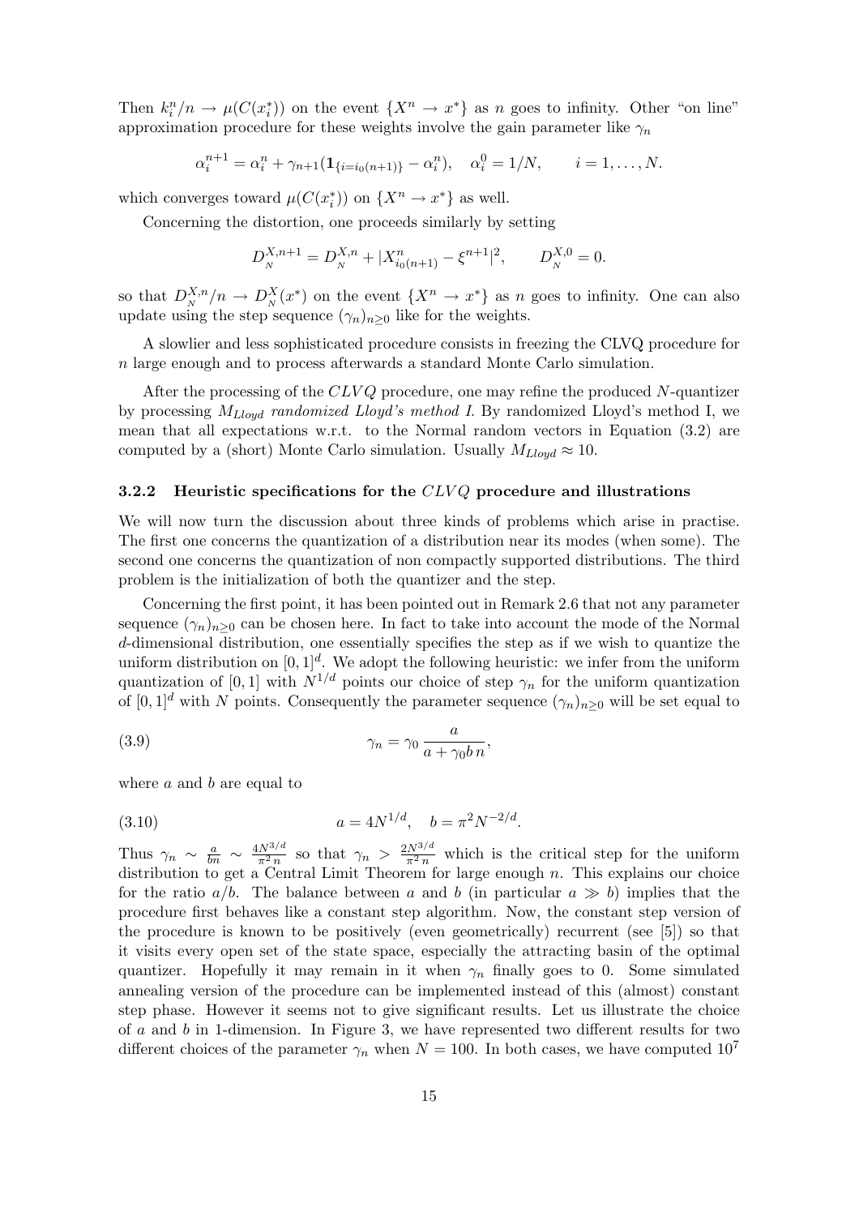Then $k_i^n/n \to \mu(C(x_i^*))$ on the event $\{X^n \to x^*\}$ as $n$ goes to infinity. Other "on line" approximation procedure for these weights involve the gain parameter like $\gamma_n$

$$\alpha_i^{n+1} = \alpha_i^n + \gamma_{n+1}(\mathbf{1}_{\{i=i_0(n+1)\}} - \alpha_i^n), \quad \alpha_i^0 = 1/N, \qquad i = 1, \ldots, N.$$

which converges toward $\mu(C(x_i^*))$ on $\{X^n \to x^*\}$ as well.

Concerning the distortion, one proceeds similarly by setting

$$D_{_N}^{X,n+1} = D_{_N}^{X,n} + |X_{i_0(n+1)}^n - \xi^{n+1}|^2, \qquad D_{_N}^{X,0} = 0.$$

so that $D_{_N}^{X,n}/n \to D_{_N}^X(x^*)$ on the event $\{X^n \to x^*\}$ as $n$ goes to infinity. One can also update using the step sequence $(\gamma_n)_{n\geq 0}$ like for the weights.

A slowlier and less sophisticated procedure consists in freezing the CLVQ procedure for $n$ large enough and to process afterwards a standard Monte Carlo simulation.

After the processing of the *CLVQ* procedure, one may refine the produced $N$-quantizer by processing $M_{Lloyd}$ *randomized Lloyd's method I*. By randomized Lloyd's method I, we mean that all expectations w.r.t. to the Normal random vectors in Equation (3.2) are computed by a (short) Monte Carlo simulation. Usually $M_{Lloyd} \approx 10$.

### 3.2.2 Heuristic specifications for the *CLVQ* procedure and illustrations

We will now turn the discussion about three kinds of problems which arise in practise. The first one concerns the quantization of a distribution near its modes (when some). The second one concerns the quantization of non compactly supported distributions. The third problem is the initialization of both the quantizer and the step.

Concerning the first point, it has been pointed out in Remark 2.6 that not any parameter sequence $(\gamma_n)_{n\geq 0}$ can be chosen here. In fact to take into account the mode of the Normal $d$-dimensional distribution, one essentially specifies the step as if we wish to quantize the uniform distribution on $[0,1]^d$. We adopt the following heuristic: we infer from the uniform quantization of $[0,1]$ with $N^{1/d}$ points our choice of step $\gamma_n$ for the uniform quantization of $[0,1]^d$ with $N$ points. Consequently the parameter sequence $(\gamma_n)_{n\geq 0}$ will be set equal to

$$\gamma_n = \gamma_0 \, \frac{a}{a + \gamma_0 b \, n}, \tag{3.9}$$

where $a$ and $b$ are equal to

$$a = 4N^{1/d}, \quad b = \pi^2 N^{-2/d}. \tag{3.10}$$

Thus $\gamma_n \sim \frac{a}{bn} \sim \frac{4N^{3/d}}{\pi^2 n}$ so that $\gamma_n > \frac{2N^{3/d}}{\pi^2 n}$ which is the critical step for the uniform distribution to get a Central Limit Theorem for large enough $n$. This explains our choice for the ratio $a/b$. The balance between $a$ and $b$ (in particular $a \gg b$) implies that the procedure first behaves like a constant step algorithm. Now, the constant step version of the procedure is known to be positively (even geometrically) recurrent (see [5]) so that it visits every open set of the state space, especially the attracting basin of the optimal quantizer. Hopefully it may remain in it when $\gamma_n$ finally goes to 0. Some simulated annealing version of the procedure can be implemented instead of this (almost) constant step phase. However it seems not to give significant results. Let us illustrate the choice of $a$ and $b$ in 1-dimension. In Figure 3, we have represented two different results for two different choices of the parameter $\gamma_n$ when $N = 100$. In both cases, we have computed $10^7$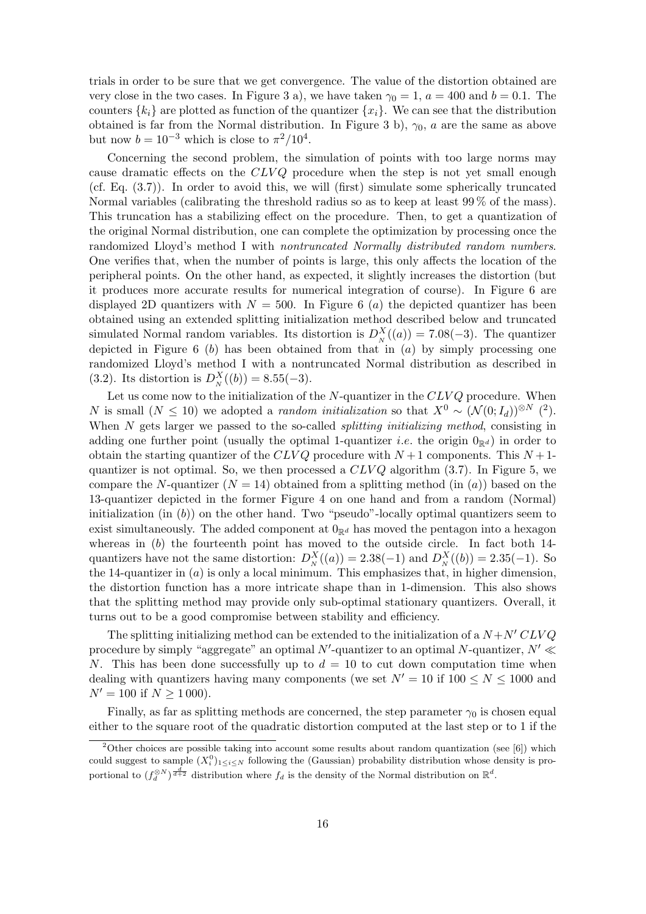trials in order to be sure that we get convergence. The value of the distortion obtained are very close in the two cases. In Figure 3 a), we have taken $\gamma_0 = 1$, $a = 400$ and $b = 0.1$. The counters $\{k_i\}$ are plotted as function of the quantizer $\{x_i\}$. We can see that the distribution obtained is far from the Normal distribution. In Figure 3 b), $\gamma_0$, $a$ are the same as above but now $b = 10^{-3}$ which is close to $\pi^2/10^4$.

Concerning the second problem, the simulation of points with too large norms may cause dramatic effects on the $CLVQ$ procedure when the step is not yet small enough (cf. Eq. (3.7)). In order to avoid this, we will (first) simulate some spherically truncated Normal variables (calibrating the threshold radius so as to keep at least 99 % of the mass). This truncation has a stabilizing effect on the procedure. Then, to get a quantization of the original Normal distribution, one can complete the optimization by processing once the randomized Lloyd's method I with *nontruncated Normally distributed random numbers*. One verifies that, when the number of points is large, this only affects the location of the peripheral points. On the other hand, as expected, it slightly increases the distortion (but it produces more accurate results for numerical integration of course). In Figure 6 are displayed 2D quantizers with $N = 500$. In Figure 6 $(a)$ the depicted quantizer has been obtained using an extended splitting initialization method described below and truncated simulated Normal random variables. Its distortion is $D_N^X((a)) = 7.08(-3)$. The quantizer depicted in Figure 6 $(b)$ has been obtained from that in $(a)$ by simply processing one randomized Lloyd's method I with a nontruncated Normal distribution as described in (3.2). Its distortion is $D_N^X((b)) = 8.55(-3)$.

Let us come now to the initialization of the $N$-quantizer in the $CLVQ$ procedure. When $N$ is small ($N \leq 10$) we adopted a *random initialization* so that $X^0 \sim (\mathcal{N}(0; I_d))^{\otimes N}$ [2]. When $N$ gets larger we passed to the so-called *splitting initializing method*, consisting in adding one further point (usually the optimal 1-quantizer *i.e.* the origin $0_{\mathbb{R}^d}$) in order to obtain the starting quantizer of the $CLVQ$ procedure with $N+1$ components. This $N+1$-quantizer is not optimal. So, we then processed a $CLVQ$ algorithm (3.7). In Figure 5, we compare the $N$-quantizer ($N = 14$) obtained from a splitting method (in $(a)$) based on the 13-quantizer depicted in the former Figure 4 on one hand and from a random (Normal) initialization (in $(b)$) on the other hand. Two "pseudo"-locally optimal quantizers seem to exist simultaneously. The added component at $0_{\mathbb{R}^d}$ has moved the pentagon into a hexagon whereas in $(b)$ the fourteenth point has moved to the outside circle. In fact both 14-quantizers have not the same distortion: $D_N^X((a)) = 2.38(-1)$ and $D_N^X((b)) = 2.35(-1)$. So the 14-quantizer in $(a)$ is only a local minimum. This emphasizes that, in higher dimension, the distortion function has a more intricate shape than in 1-dimension. This also shows that the splitting method may provide only sub-optimal stationary quantizers. Overall, it turns out to be a good compromise between stability and efficiency.

The splitting initializing method can be extended to the initialization of a $N+N'$ $CLVQ$ procedure by simply "aggregate" an optimal $N'$-quantizer to an optimal $N$-quantizer, $N' \ll N$. This has been done successfully up to $d = 10$ to cut down computation time when dealing with quantizers having many components (we set $N' = 10$ if $100 \leq N \leq 1000$ and $N' = 100$ if $N \geq 1\,000$).

Finally, as far as splitting methods are concerned, the step parameter $\gamma_0$ is chosen equal either to the square root of the quadratic distortion computed at the last step or to 1 if the

[2] Other choices are possible taking into account some results about random quantization (see [6]) which could suggest to sample $(X_i^0)_{1\leq i\leq N}$ following the (Gaussian) probability distribution whose density is proportional to $(f_d^{\otimes N})^{\frac{d}{d+2}}$ distribution where $f_d$ is the density of the Normal distribution on $\mathbb{R}^d$.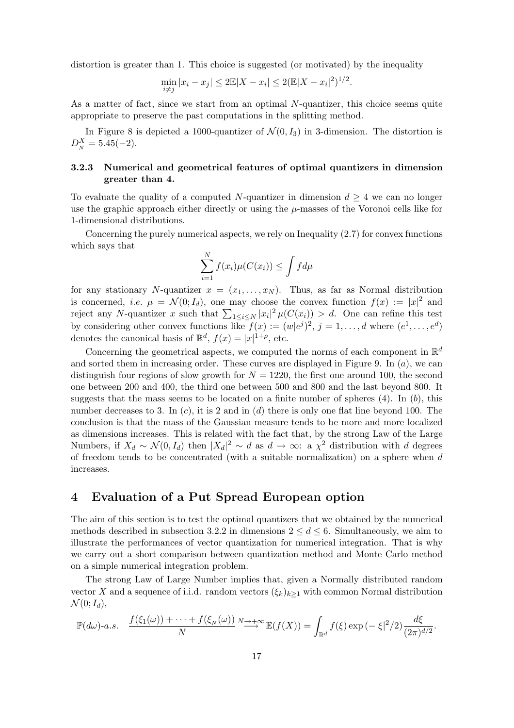distortion is greater than 1. This choice is suggested (or motivated) by the inequality

$$\min_{i \neq j} |x_i - x_j| \leq 2\mathbb{E}|X - x_i| \leq 2(\mathbb{E}|X - x_i|^2)^{1/2}.$$

As a matter of fact, since we start from an optimal $N$-quantizer, this choice seems quite appropriate to preserve the past computations in the splitting method.

In Figure 8 is depicted a 1000-quantizer of $\mathcal{N}(0, I_3)$ in 3-dimension. The distortion is $D_{_N}^X = 5.45(-2)$.

### 3.2.3 Numerical and geometrical features of optimal quantizers in dimension greater than 4.

To evaluate the quality of a computed $N$-quantizer in dimension $d \geq 4$ we can no longer use the graphic approach either directly or using the $\mu$-masses of the Voronoi cells like for 1-dimensional distributions.

Concerning the purely numerical aspects, we rely on Inequality (2.7) for convex functions which says that

$$\sum_{i=1}^{N} f(x_i)\mu(C(x_i)) \leq \int f d\mu$$

for any stationary $N$-quantizer $x = (x_1, \ldots, x_N)$. Thus, as far as Normal distribution is concerned, *i.e.* $\mu = \mathcal{N}(0; I_d)$, one may choose the convex function $f(x) := |x|^2$ and reject any $N$-quantizer $x$ such that $\sum_{1 \leq i \leq N} |x_i|^2 \mu(C(x_i)) > d$. One can refine this test by considering other convex functions like $f(x) := (w|e^j)^2$, $j = 1, \ldots, d$ where $(e^1, \ldots, e^d)$ denotes the canonical basis of $\mathbb{R}^d$, $f(x) = |x|^{1+\rho}$, etc.

Concerning the geometrical aspects, we computed the norms of each component in $\mathbb{R}^d$ and sorted them in increasing order. These curves are displayed in Figure 9. In $(a)$, we can distinguish four regions of slow growth for $N = 1220$, the first one around 100, the second one between 200 and 400, the third one between 500 and 800 and the last beyond 800. It suggests that the mass seems to be located on a finite number of spheres (4). In $(b)$, this number decreases to 3. In $(c)$, it is 2 and in $(d)$ there is only one flat line beyond 100. The conclusion is that the mass of the Gaussian measure tends to be more and more localized as dimensions increases. This is related with the fact that, by the strong Law of the Large Numbers, if $X_d \sim \mathcal{N}(0, I_d)$ then $|X_d|^2 \sim d$ as $d \to \infty$: a $\chi^2$ distribution with $d$ degrees of freedom tends to be concentrated (with a suitable normalization) on a sphere when $d$ increases.

# 4 Evaluation of a Put Spread European option

The aim of this section is to test the optimal quantizers that we obtained by the numerical methods described in subsection 3.2.2 in dimensions $2 \leq d \leq 6$. Simultaneously, we aim to illustrate the performances of vector quantization for numerical integration. That is why we carry out a short comparison between quantization method and Monte Carlo method on a simple numerical integration problem.

The strong Law of Large Number implies that, given a Normally distributed random vector $X$ and a sequence of i.i.d. random vectors $(\xi_k)_{k \geq 1}$ with common Normal distribution $\mathcal{N}(0; I_d)$,

$$\mathbb{P}(d\omega)\text{-}a.s. \quad \frac{f(\xi_1(\omega)) + \cdots + f(\xi_{_N}(\omega))}{N} \overset{N \to +\infty}{\longrightarrow} \mathbb{E}(f(X)) = \int_{\mathbb{R}^d} f(\xi) \exp\left(-|\xi|^2/2\right) \frac{d\xi}{(2\pi)^{d/2}}.$$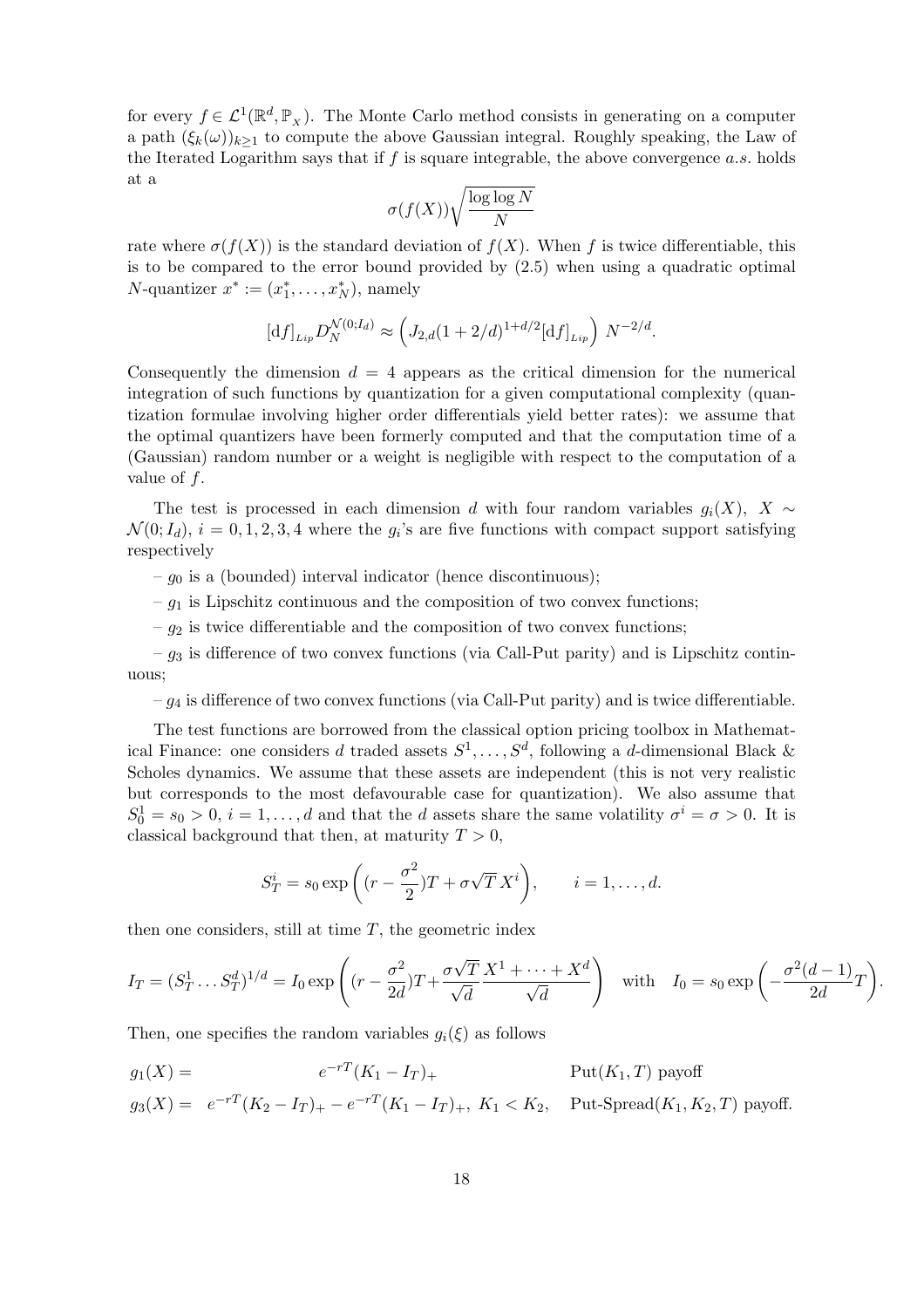for every $f \in \mathcal{L}^1(\mathbb{R}^d, \mathbb{P}_X)$. The Monte Carlo method consists in generating on a computer a path $(\xi_k(\omega))_{k\geq 1}$ to compute the above Gaussian integral. Roughly speaking, the Law of the Iterated Logarithm says that if $f$ is square integrable, the above convergence *a.s.* holds at a

$$\sigma(f(X))\sqrt{\frac{\log\log N}{N}}$$

rate where $\sigma(f(X))$ is the standard deviation of $f(X)$. When $f$ is twice differentiable, this is to be compared to the error bound provided by (2.5) when using a quadratic optimal $N$-quantizer $x^* := (x_1^*, \ldots, x_N^*)$, namely

$$[\mathrm{d}f]_{Lip} D_N^{\mathcal{N}(0;I_d)} \approx \left(J_{2,d}(1+2/d)^{1+d/2}[\mathrm{d}f]_{Lip}\right)\, N^{-2/d}.$$

Consequently the dimension $d = 4$ appears as the critical dimension for the numerical integration of such functions by quantization for a given computational complexity (quantization formulae involving higher order differentials yield better rates): we assume that the optimal quantizers have been formerly computed and that the computation time of a (Gaussian) random number or a weight is negligible with respect to the computation of a value of $f$.

The test is processed in each dimension $d$ with four random variables $g_i(X)$, $X \sim \mathcal{N}(0; I_d)$, $i = 0, 1, 2, 3, 4$ where the $g_i$'s are five functions with compact support satisfying respectively

– $g_0$ is a (bounded) interval indicator (hence discontinuous);

– $g_1$ is Lipschitz continuous and the composition of two convex functions;

– $g_2$ is twice differentiable and the composition of two convex functions;

– $g_3$ is difference of two convex functions (via Call-Put parity) and is Lipschitz continuous;

– $g_4$ is difference of two convex functions (via Call-Put parity) and is twice differentiable.

The test functions are borrowed from the classical option pricing toolbox in Mathematical Finance: one considers $d$ traded assets $S^1, \ldots, S^d$, following a $d$-dimensional Black & Scholes dynamics. We assume that these assets are independent (this is not very realistic but corresponds to the most defavourable case for quantization). We also assume that $S_0^1 = s_0 > 0$, $i = 1, \ldots, d$ and that the $d$ assets share the same volatility $\sigma^i = \sigma > 0$. It is classical background that then, at maturity $T > 0$,

$$S_T^i = s_0 \exp\left((r - \frac{\sigma^2}{2})T + \sigma\sqrt{T}\, X^i\right), \qquad i = 1, \ldots, d.$$

then one considers, still at time $T$, the geometric index

$$I_T = (S_T^1 \ldots S_T^d)^{1/d} = I_0 \exp\left((r - \frac{\sigma^2}{2d})T + \frac{\sigma\sqrt{T}}{\sqrt{d}}\frac{X^1 + \cdots + X^d}{\sqrt{d}}\right) \quad \text{with} \quad I_0 = s_0 \exp\left(-\frac{\sigma^2(d-1)}{2d}T\right).$$

Then, one specifies the random variables $g_i(\xi)$ as follows

$$g_1(X) = e^{-rT}(K_1 - I_T)_+ \qquad \text{Put}(K_1, T) \text{ payoff}$$

$$g_3(X) = e^{-rT}(K_2 - I_T)_+ - e^{-rT}(K_1 - I_T)_+,\ K_1 < K_2, \quad \text{Put-Spread}(K_1, K_2, T) \text{ payoff.}$$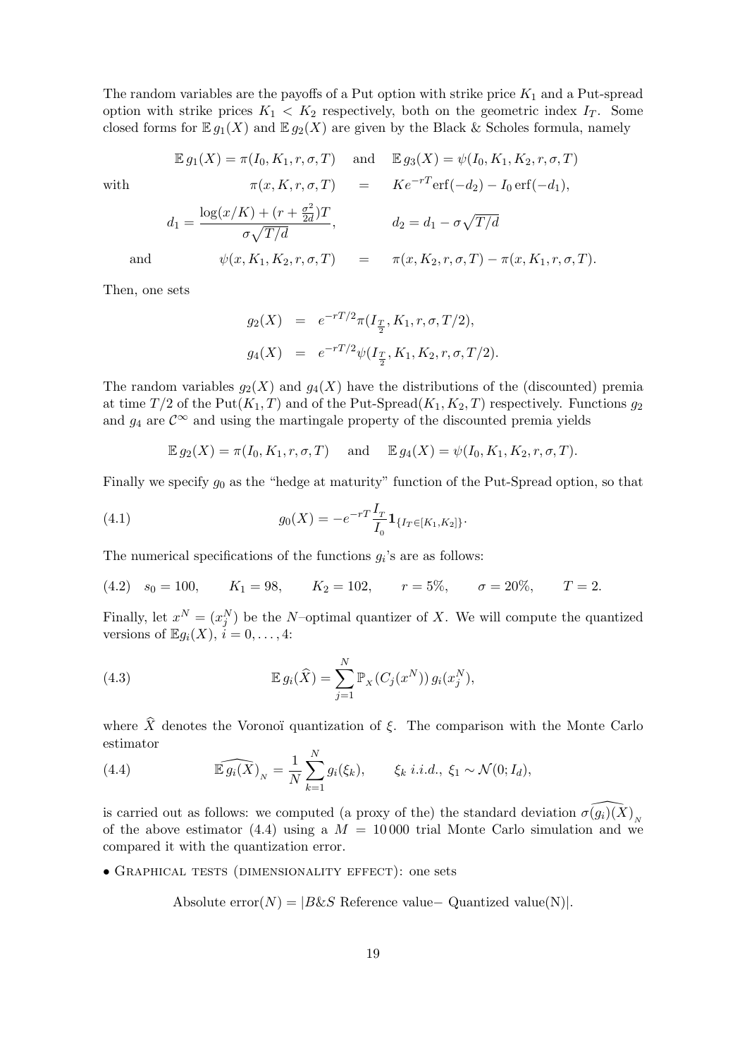The random variables are the payoffs of a Put option with strike price $K_1$ and a Put-spread option with strike prices $K_1 < K_2$ respectively, both on the geometric index $I_T$. Some closed forms for $\mathbb{E}\, g_1(X)$ and $\mathbb{E}\, g_2(X)$ are given by the Black & Scholes formula, namely

$$\mathbb{E}\, g_1(X) = \pi(I_0, K_1, r, \sigma, T) \quad \text{and} \quad \mathbb{E}\, g_3(X) = \psi(I_0, K_1, K_2, r, \sigma, T)$$

with

$$\pi(x, K, r, \sigma, T) \quad = \quad K e^{-rT} \mathrm{erf}(-d_2) - I_0 \,\mathrm{erf}(-d_1),$$

$$d_1 = \frac{\log(x/K) + (r + \frac{\sigma^2}{2d})T}{\sigma\sqrt{T/d}}, \qquad d_2 = d_1 - \sigma\sqrt{T/d}$$

and

$$\psi(x, K_1, K_2, r, \sigma, T) \quad = \quad \pi(x, K_2, r, \sigma, T) - \pi(x, K_1, r, \sigma, T).$$

Then, one sets

$$g_2(X) \;=\; e^{-rT/2}\pi(I_{\frac{T}{2}}, K_1, r, \sigma, T/2),$$

$$g_4(X) \;=\; e^{-rT/2}\psi(I_{\frac{T}{2}}, K_1, K_2, r, \sigma, T/2).$$

The random variables $g_2(X)$ and $g_4(X)$ have the distributions of the (discounted) premia at time $T/2$ of the $\mathrm{Put}(K_1, T)$ and of the $\mathrm{Put\text{-}Spread}(K_1, K_2, T)$ respectively. Functions $g_2$ and $g_4$ are $\mathcal{C}^\infty$ and using the martingale property of the discounted premia yields

$$\mathbb{E}\, g_2(X) = \pi(I_0, K_1, r, \sigma, T) \quad \text{and} \quad \mathbb{E}\, g_4(X) = \psi(I_0, K_1, K_2, r, \sigma, T).$$

Finally we specify $g_0$ as the "hedge at maturity" function of the Put-Spread option, so that

$$g_0(X) = -e^{-rT}\frac{I_T}{I_0}\mathbf{1}_{\{I_T \in [K_1, K_2]\}}. \tag{4.1}$$

The numerical specifications of the functions $g_i$'s are as follows:

$$s_0 = 100, \qquad K_1 = 98, \qquad K_2 = 102, \qquad r = 5\%, \qquad \sigma = 20\%, \qquad T = 2. \tag{4.2}$$

Finally, let $x^N = (x^N_j)$ be the $N$–optimal quantizer of $X$. We will compute the quantized versions of $\mathbb{E} g_i(X)$, $i = 0, \ldots, 4$:

$$\mathbb{E}\, g_i(\widehat{X}) = \sum_{j=1}^{N} \mathbb{P}_X(C_j(x^N))\, g_i(x^N_j), \tag{4.3}$$

where $\widehat{X}$ denotes the Voronoï quantization of $\xi$. The comparison with the Monte Carlo estimator

$$\widehat{\mathbb{E}\, g_i(X)}_N = \frac{1}{N}\sum_{k=1}^{N} g_i(\xi_k), \qquad \xi_k \ i.i.d.,\ \xi_1 \sim \mathcal{N}(0; I_d), \tag{4.4}$$

is carried out as follows: we computed (a proxy of the) the standard deviation $\widehat{\sigma(g_i)(X)}_N$ of the above estimator (4.4) using a $M = 10\,000$ trial Monte Carlo simulation and we compared it with the quantization error.

• Graphical tests (dimensionality effect): one sets

$$\text{Absolute error}(N) = |B\&S \text{ Reference value} - \text{ Quantized value(N)}|.$$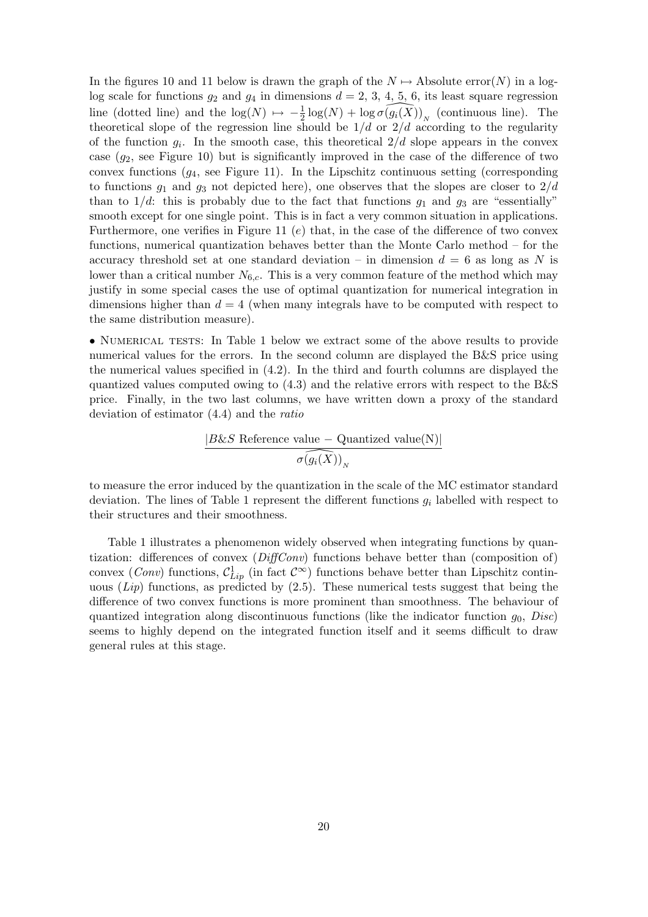In the figures 10 and 11 below is drawn the graph of the $N \mapsto \text{Absolute error}(N)$ in a log-log scale for functions $g_2$ and $g_4$ in dimensions $d = 2, 3, 4, 5, 6$, its least square regression line (dotted line) and the $\log(N) \mapsto -\frac{1}{2}\log(N) + \log \widehat{\sigma(g_i(X))}_N$ (continuous line). The theoretical slope of the regression line should be $1/d$ or $2/d$ according to the regularity of the function $g_i$. In the smooth case, this theoretical $2/d$ slope appears in the convex case ($g_2$, see Figure 10) but is significantly improved in the case of the difference of two convex functions ($g_4$, see Figure 11). In the Lipschitz continuous setting (corresponding to functions $g_1$ and $g_3$ not depicted here), one observes that the slopes are closer to $2/d$ than to $1/d$: this is probably due to the fact that functions $g_1$ and $g_3$ are "essentially" smooth except for one single point. This is in fact a very common situation in applications. Furthermore, one verifies in Figure 11 $(e)$ that, in the case of the difference of two convex functions, numerical quantization behaves better than the Monte Carlo method – for the accuracy threshold set at one standard deviation – in dimension $d = 6$ as long as $N$ is lower than a critical number $N_{6,c}$. This is a very common feature of the method which may justify in some special cases the use of optimal quantization for numerical integration in dimensions higher than $d = 4$ (when many integrals have to be computed with respect to the same distribution measure).

• NUMERICAL TESTS: In Table 1 below we extract some of the above results to provide numerical values for the errors. In the second column are displayed the B&S price using the numerical values specified in (4.2). In the third and fourth columns are displayed the quantized values computed owing to (4.3) and the relative errors with respect to the B&S price. Finally, in the two last columns, we have written down a proxy of the standard deviation of estimator (4.4) and the *ratio*

$$\frac{|B\&S \text{ Reference value} - \text{Quantized value(N)}|}{\widehat{\sigma(g_i(X))}_N}$$

to measure the error induced by the quantization in the scale of the MC estimator standard deviation. The lines of Table 1 represent the different functions $g_i$ labelled with respect to their structures and their smoothness.

Table 1 illustrates a phenomenon widely observed when integrating functions by quantization: differences of convex (*DiffConv*) functions behave better than (composition of) convex (*Conv*) functions, $\mathcal{C}^1_{Lip}$ (in fact $\mathcal{C}^\infty$) functions behave better than Lipschitz continuous (*Lip*) functions, as predicted by (2.5). These numerical tests suggest that being the difference of two convex functions is more prominent than smoothness. The behaviour of quantized integration along discontinuous functions (like the indicator function $g_0$, *Disc*) seems to highly depend on the integrated function itself and it seems difficult to draw general rules at this stage.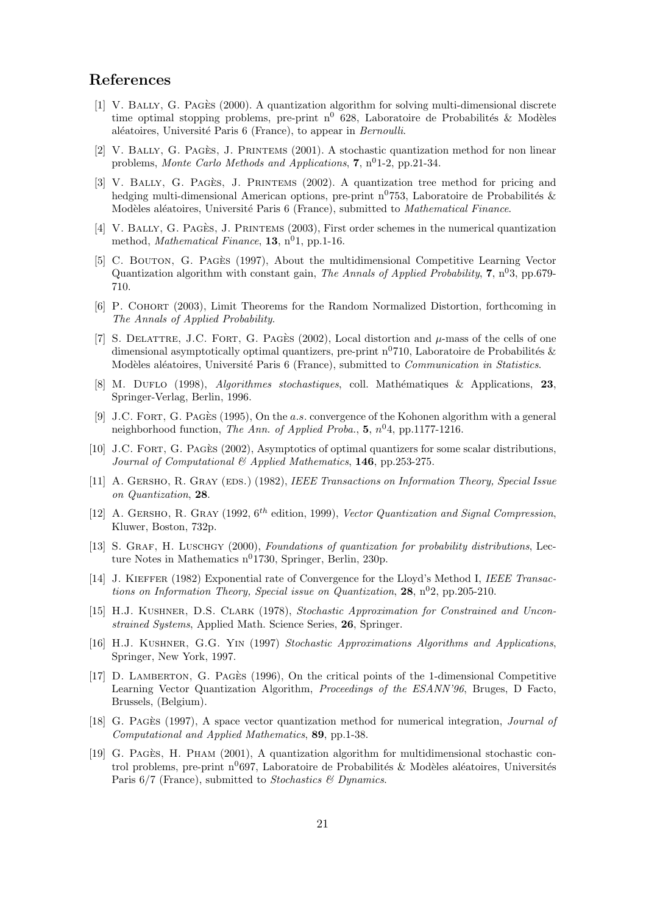## References

[1] V. Bally, G. Pagès (2000). A quantization algorithm for solving multi-dimensional discrete time optimal stopping problems, pre-print n$^0$ 628, Laboratoire de Probabilités & Modèles aléatoires, Université Paris 6 (France), to appear in *Bernoulli*.

[2] V. Bally, G. Pagès, J. Printems (2001). A stochastic quantization method for non linear problems, *Monte Carlo Methods and Applications*, **7**, n$^0$1-2, pp.21-34.

[3] V. Bally, G. Pagès, J. Printems (2002). A quantization tree method for pricing and hedging multi-dimensional American options, pre-print n$^0$753, Laboratoire de Probabilités & Modèles aléatoires, Université Paris 6 (France), submitted to *Mathematical Finance*.

[4] V. Bally, G. Pagès, J. Printems (2003), First order schemes in the numerical quantization method, *Mathematical Finance*, **13**, n$^0$1, pp.1-16.

[5] C. Bouton, G. Pagès (1997), About the multidimensional Competitive Learning Vector Quantization algorithm with constant gain, *The Annals of Applied Probability*, **7**, n$^0$3, pp.679-710.

[6] P. Cohort (2003), Limit Theorems for the Random Normalized Distortion, forthcoming in *The Annals of Applied Probability*.

[7] S. Delattre, J.C. Fort, G. Pagès (2002), Local distortion and $\mu$-mass of the cells of one dimensional asymptotically optimal quantizers, pre-print n$^0$710, Laboratoire de Probabilités & Modèles aléatoires, Université Paris 6 (France), submitted to *Communication in Statistics*.

[8] M. Duflo (1998), *Algorithmes stochastiques*, coll. Mathématiques & Applications, **23**, Springer-Verlag, Berlin, 1996.

[9] J.C. Fort, G. Pagès (1995), On the *a.s.* convergence of the Kohonen algorithm with a general neighborhood function, *The Ann. of Applied Proba.*, **5**, *n*$^0$4, pp.1177-1216.

[10] J.C. Fort, G. Pagès (2002), Asymptotics of optimal quantizers for some scalar distributions, *Journal of Computational & Applied Mathematics*, **146**, pp.253-275.

[11] A. Gersho, R. Gray (eds.) (1982), *IEEE Transactions on Information Theory, Special Issue on Quantization*, **28**.

[12] A. Gersho, R. Gray (1992, $6^{th}$ edition, 1999), *Vector Quantization and Signal Compression*, Kluwer, Boston, 732p.

[13] S. Graf, H. Luschgy (2000), *Foundations of quantization for probability distributions*, Lecture Notes in Mathematics n$^0$1730, Springer, Berlin, 230p.

[14] J. Kieffer (1982) Exponential rate of Convergence for the Lloyd's Method I, *IEEE Transactions on Information Theory, Special issue on Quantization*, **28**, n$^0$2, pp.205-210.

[15] H.J. Kushner, D.S. Clark (1978), *Stochastic Approximation for Constrained and Unconstrained Systems*, Applied Math. Science Series, **26**, Springer.

[16] H.J. Kushner, G.G. Yin (1997) *Stochastic Approximations Algorithms and Applications*, Springer, New York, 1997.

[17] D. Lamberton, G. Pagès (1996), On the critical points of the 1-dimensional Competitive Learning Vector Quantization Algorithm, *Proceedings of the ESANN'96*, Bruges, D Facto, Brussels, (Belgium).

[18] G. Pagès (1997), A space vector quantization method for numerical integration, *Journal of Computational and Applied Mathematics*, **89**, pp.1-38.

[19] G. Pagès, H. Pham (2001), A quantization algorithm for multidimensional stochastic control problems, pre-print n$^0$697, Laboratoire de Probabilités & Modèles aléatoires, Universités Paris 6/7 (France), submitted to *Stochastics & Dynamics*.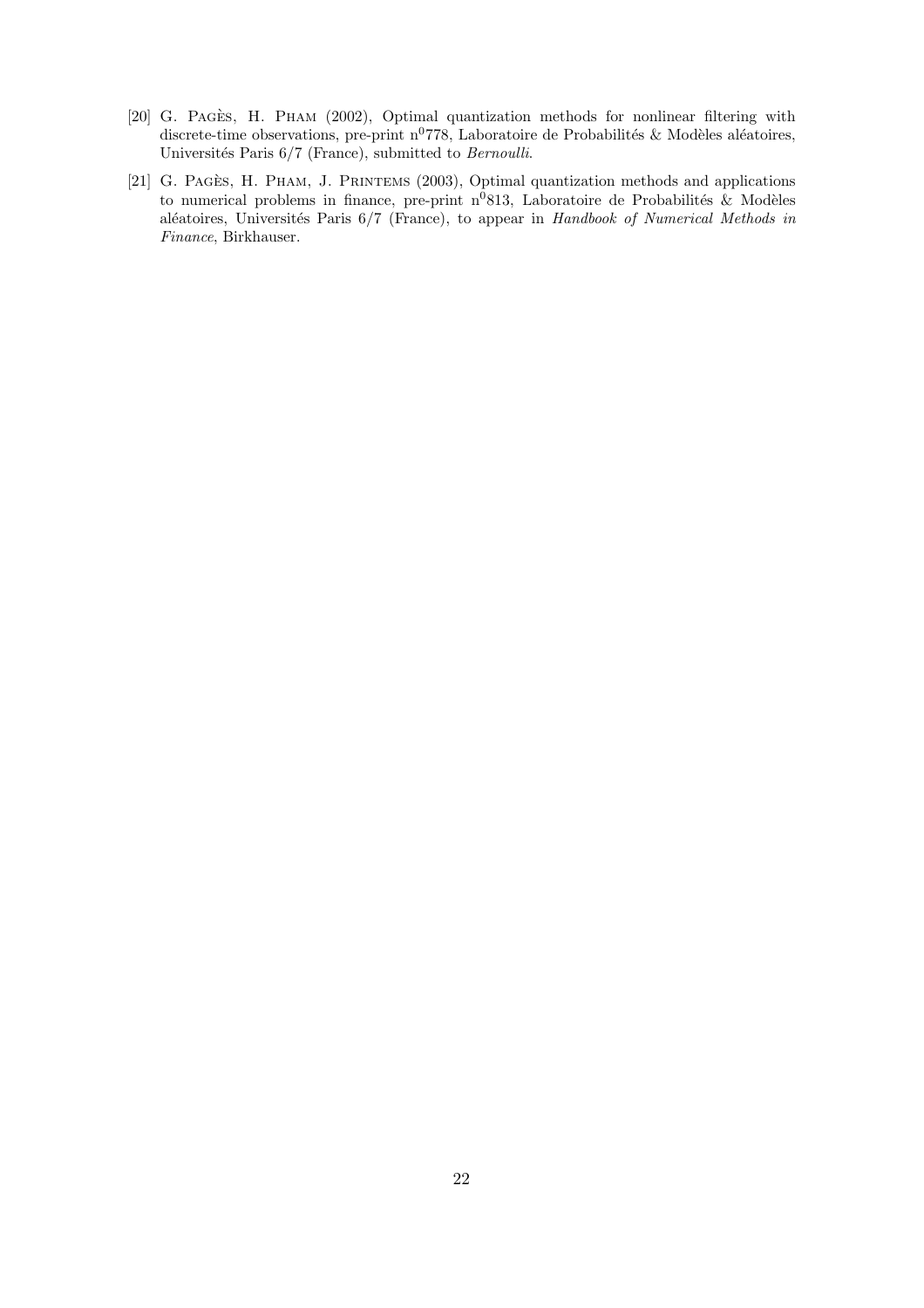[20] G. Pagès, H. Pham (2002), Optimal quantization methods for nonlinear filtering with discrete-time observations, pre-print n$^0$778, Laboratoire de Probabilités & Modèles aléatoires, Universités Paris 6/7 (France), submitted to *Bernoulli*.

[21] G. Pagès, H. Pham, J. Printems (2003), Optimal quantization methods and applications to numerical problems in finance, pre-print n$^0$813, Laboratoire de Probabilités & Modèles aléatoires, Universités Paris 6/7 (France), to appear in *Handbook of Numerical Methods in Finance*, Birkhauser.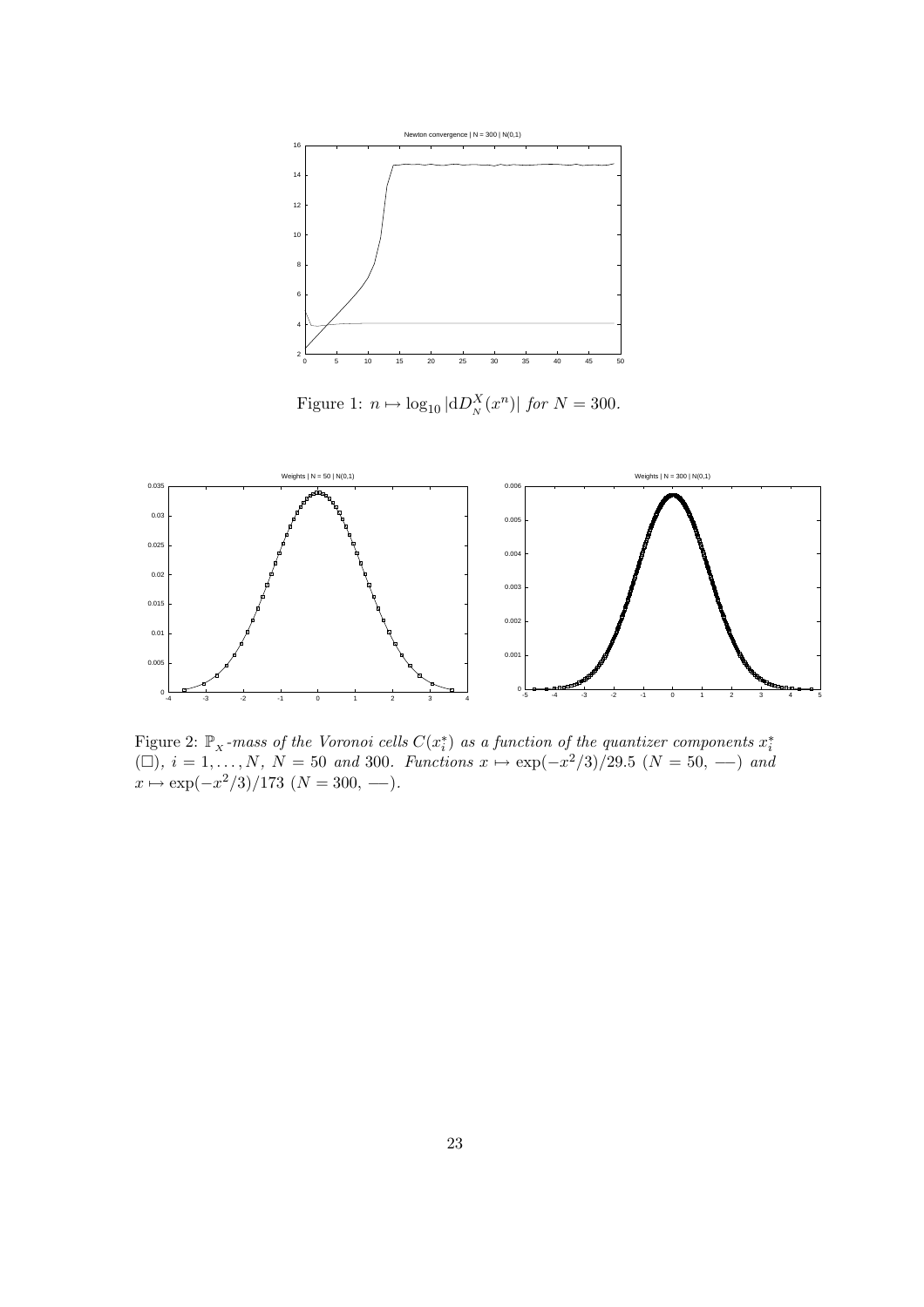Figure 1: $n \mapsto \log_{10} |\mathrm{d}D_N^X(x^n)|$ *for* $N = 300$.

Figure 2: $\mathbb{P}_X$*-mass of the Voronoi cells* $C(x_i^*)$ *as a function of the quantizer components* $x_i^*$ ($\square$), $i = 1, \ldots, N$, $N = 50$ *and* 300. *Functions* $x \mapsto \exp(-x^2/3)/29.5$ ($N = 50$, —) *and* $x \mapsto \exp(-x^2/3)/173$ ($N = 300$, —).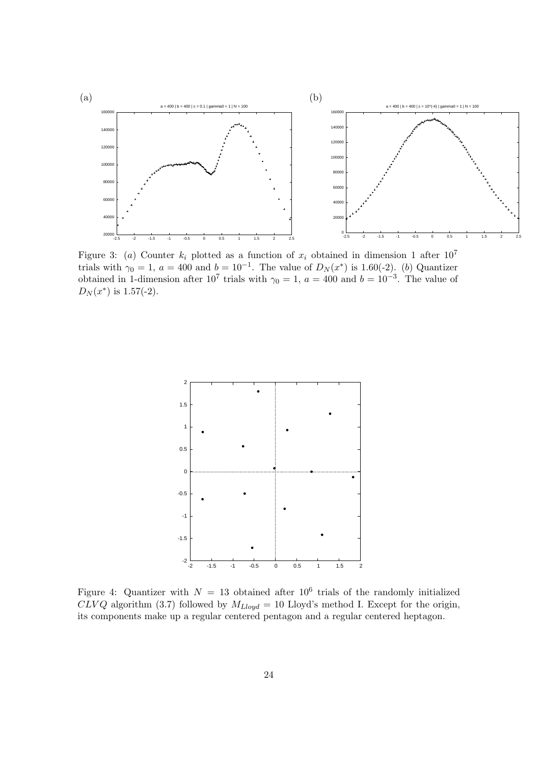Figure 3: $(a)$ Counter $k_i$ plotted as a function of $x_i$ obtained in dimension 1 after $10^7$ trials with $\gamma_0 = 1$, $a = 400$ and $b = 10^{-1}$. The value of $D_N(x^*)$ is 1.60(-2). $(b)$ Quantizer obtained in 1-dimension after $10^7$ trials with $\gamma_0 = 1$, $a = 400$ and $b = 10^{-3}$. The value of $D_N(x^*)$ is 1.57(-2).

Figure 4: Quantizer with $N = 13$ obtained after $10^6$ trials of the randomly initialized $CLVQ$ algorithm (3.7) followed by $M_{Lloyd} = 10$ Lloyd's method I. Except for the origin, its components make up a regular centered pentagon and a regular centered heptagon.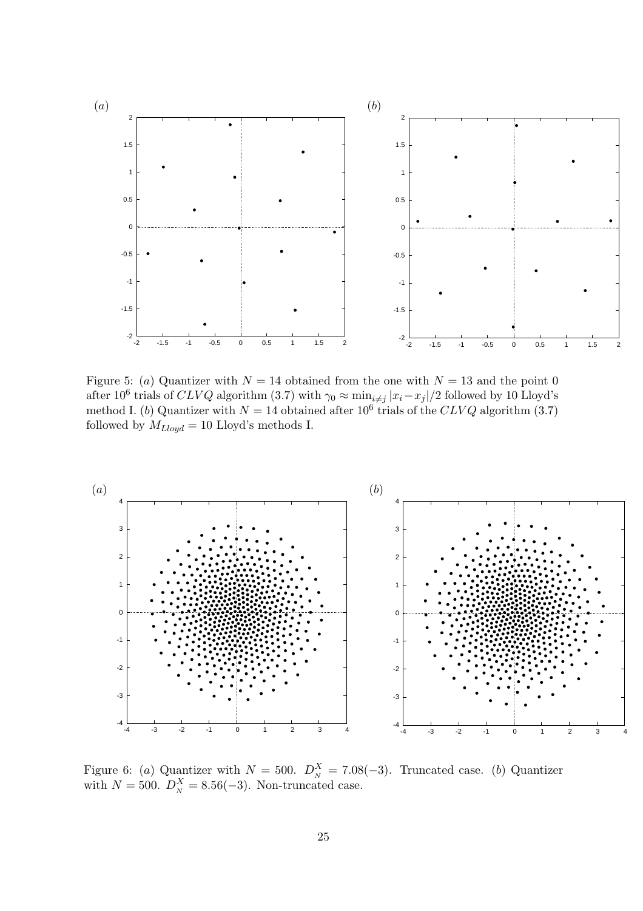Figure 5: $(a)$ Quantizer with $N = 14$ obtained from the one with $N = 13$ and the point 0 after $10^6$ trials of $CLVQ$ algorithm (3.7) with $\gamma_0 \approx \min_{i \neq j} |x_i - x_j|/2$ followed by 10 Lloyd's method I. $(b)$ Quantizer with $N = 14$ obtained after $10^6$ trials of the $CLVQ$ algorithm (3.7) followed by $M_{Lloyd} = 10$ Lloyd's methods I.

Figure 6: $(a)$ Quantizer with $N = 500$. $D_N^X = 7.08(-3)$. Truncated case. $(b)$ Quantizer with $N = 500$. $D_N^X = 8.56(-3)$. Non-truncated case.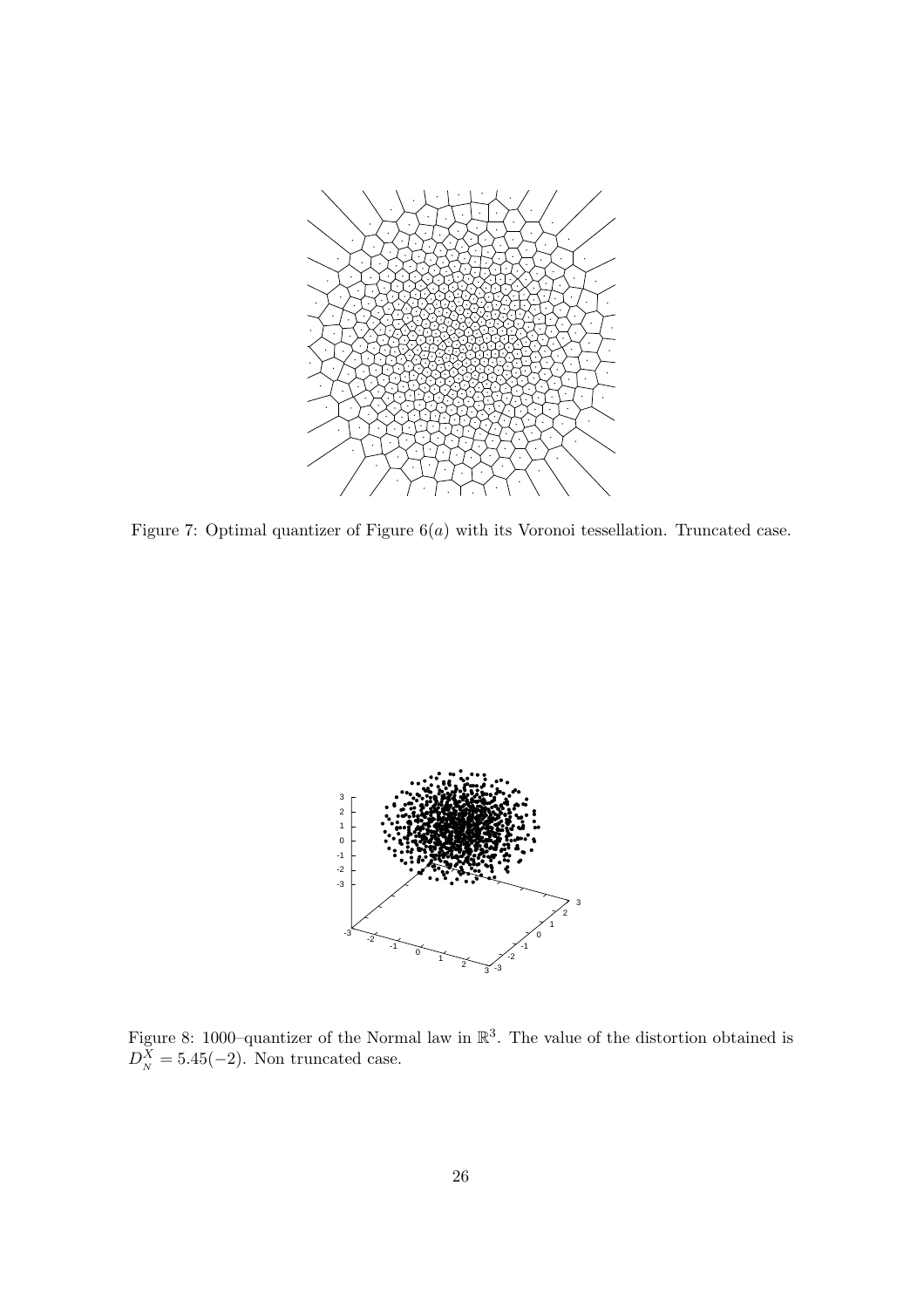Figure 7: Optimal quantizer of Figure 6($a$) with its Voronoi tessellation. Truncated case.

Figure 8: 1000–quantizer of the Normal law in $\mathbb{R}^3$. The value of the distortion obtained is $D_{_N}^X = 5.45(-2)$. Non truncated case.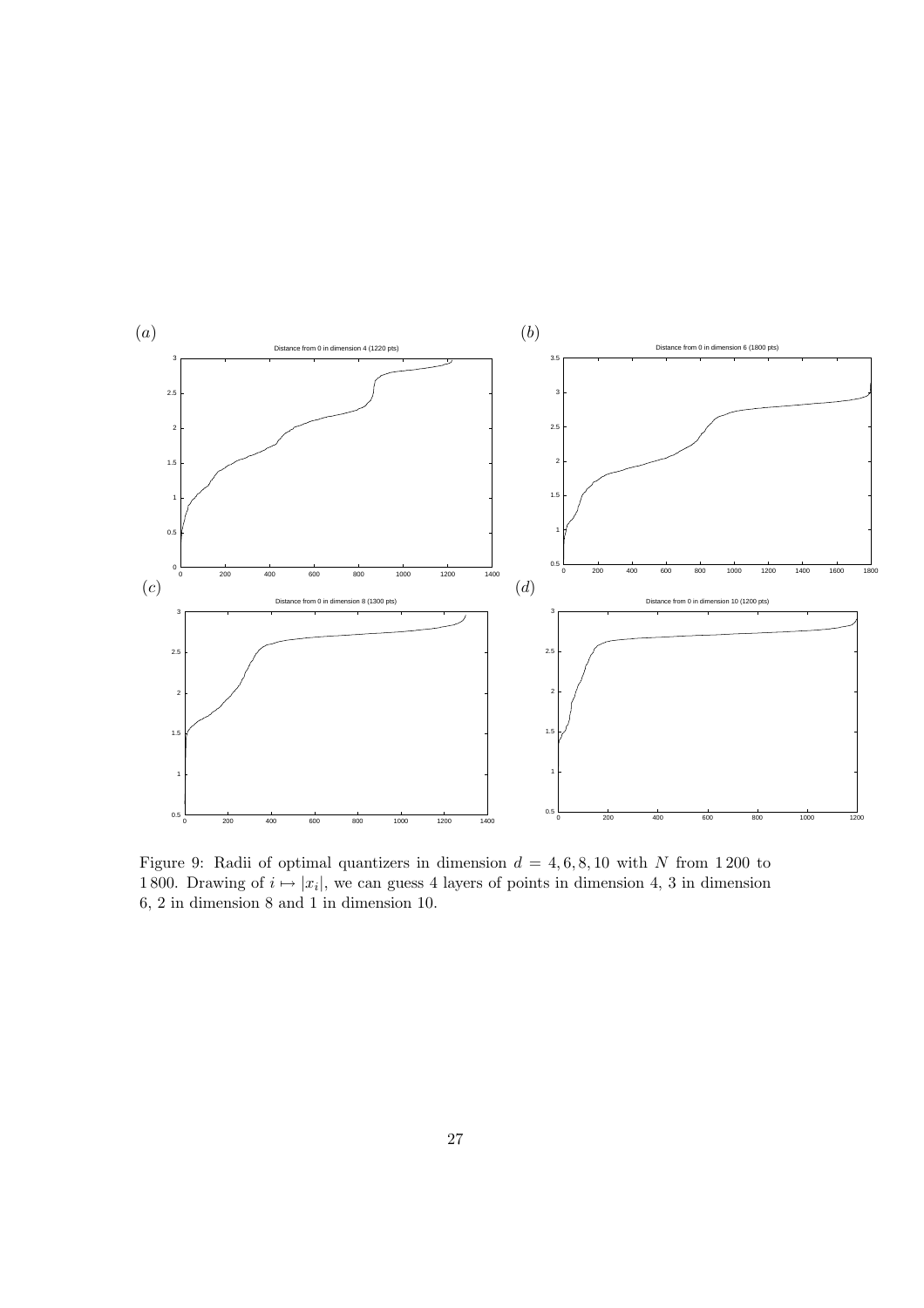Figure 9: Radii of optimal quantizers in dimension $d = 4, 6, 8, 10$ with $N$ from 1 200 to 1 800. Drawing of $i \mapsto |x_i|$, we can guess 4 layers of points in dimension 4, 3 in dimension 6, 2 in dimension 8 and 1 in dimension 10.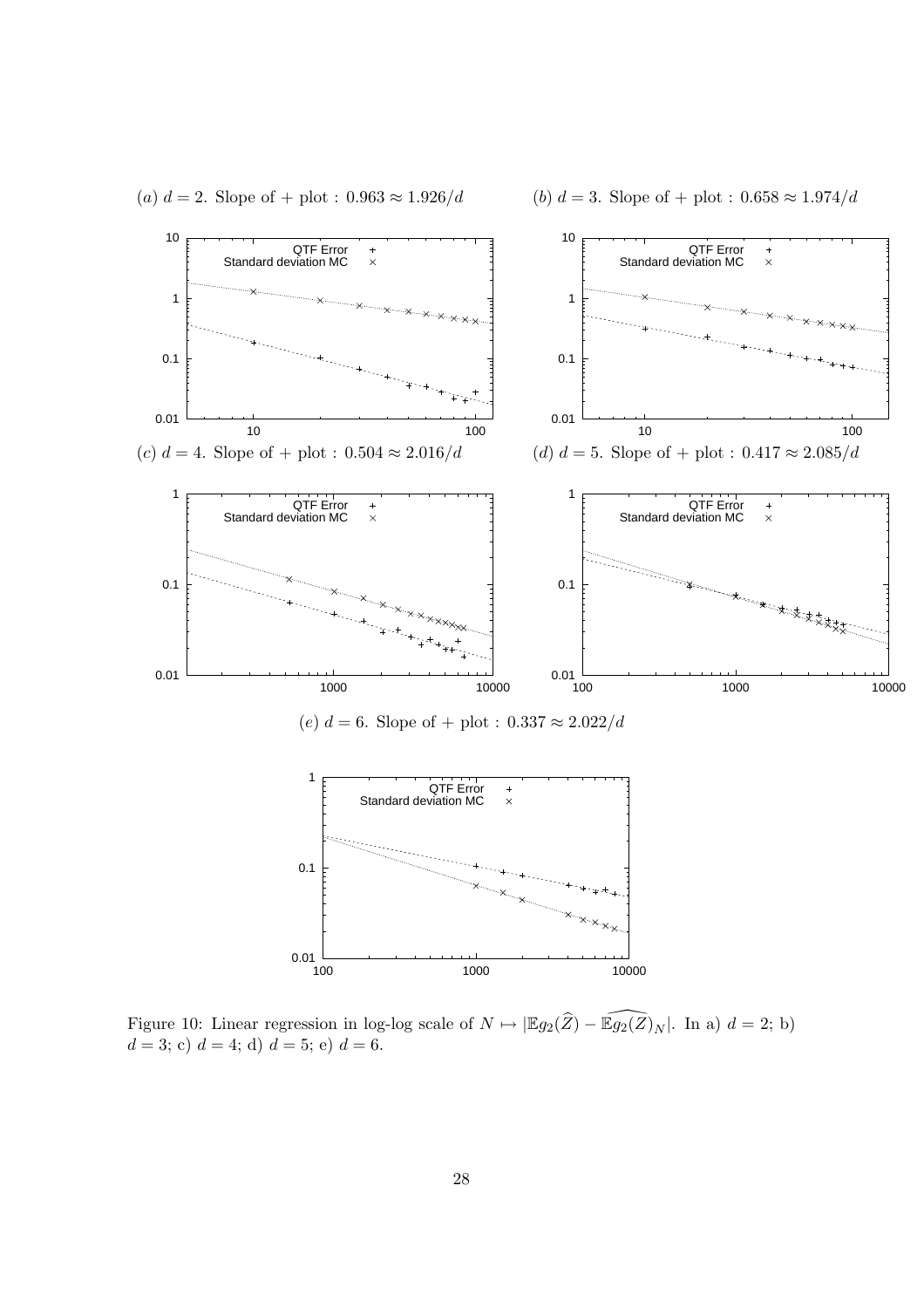$(a)$ $d = 2$. Slope of + plot : $0.963 \approx 1.926/d$

$(b)$ $d = 3$. Slope of + plot : $0.658 \approx 1.974/d$

$(c)$ $d = 4$. Slope of + plot : $0.504 \approx 2.016/d$

$(d)$ $d = 5$. Slope of + plot : $0.417 \approx 2.085/d$

$(e)$ $d = 6$. Slope of + plot : $0.337 \approx 2.022/d$

Figure 10: Linear regression in log-log scale of $N \mapsto |\mathbb{E}g_2(\widehat{Z}) - \widehat{\mathbb{E}g_2(Z)}_N|$. In a) $d = 2$; b) $d = 3$; c) $d = 4$; d) $d = 5$; e) $d = 6$.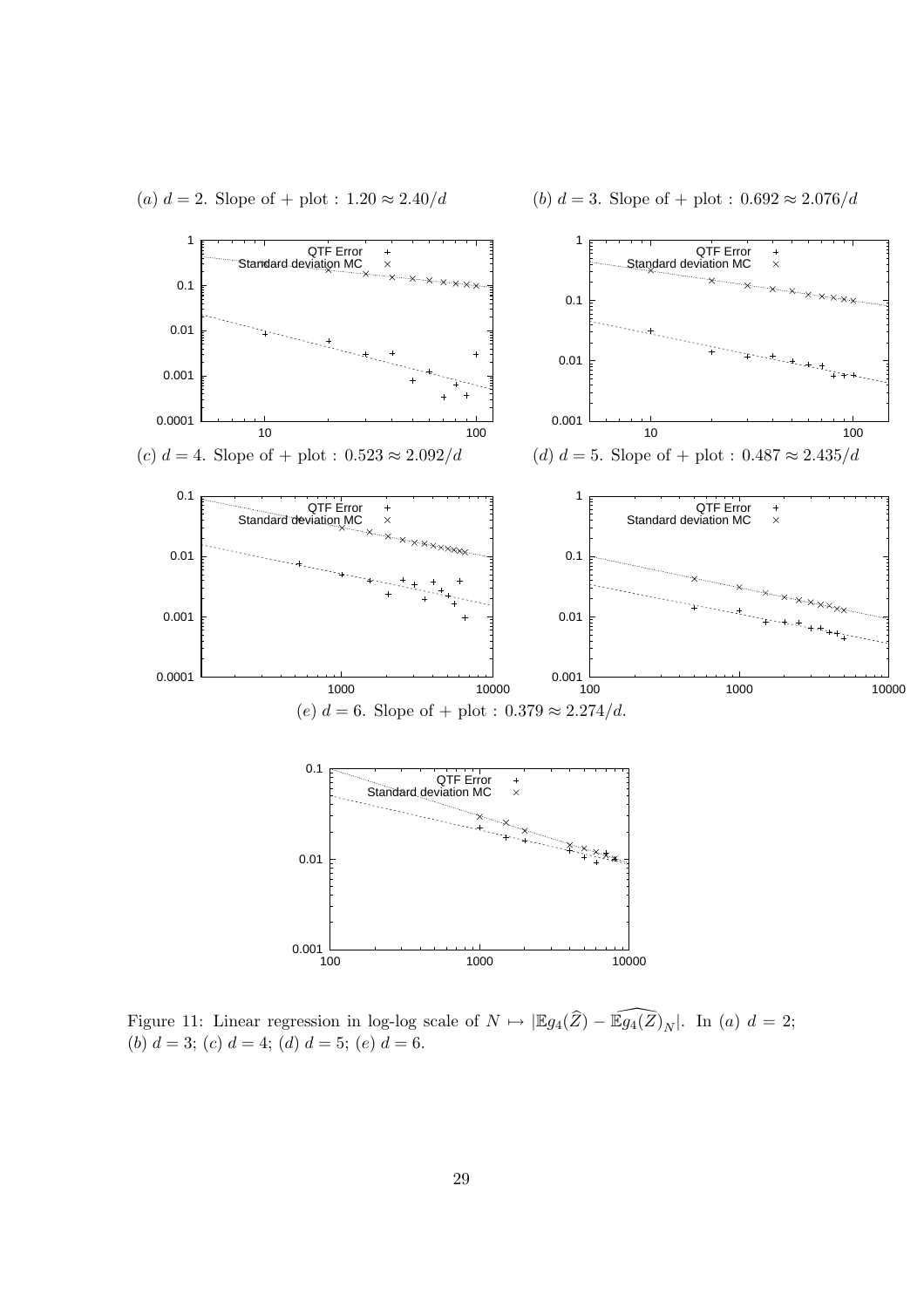(a) $d = 2$. Slope of + plot : $1.20 \approx 2.40/d$

(b) $d = 3$. Slope of + plot : $0.692 \approx 2.076/d$

(c) $d = 4$. Slope of + plot : $0.523 \approx 2.092/d$

(d) $d = 5$. Slope of + plot : $0.487 \approx 2.435/d$

(e) $d = 6$. Slope of + plot : $0.379 \approx 2.274/d$.

Figure 11: Linear regression in log-log scale of $N \mapsto |\mathbb{E}g_4(\widehat{Z}) - \widehat{\mathbb{E}g_4(Z)}_N|$. In (a) $d = 2$; (b) $d = 3$; (c) $d = 4$; (d) $d = 5$; (e) $d = 6$.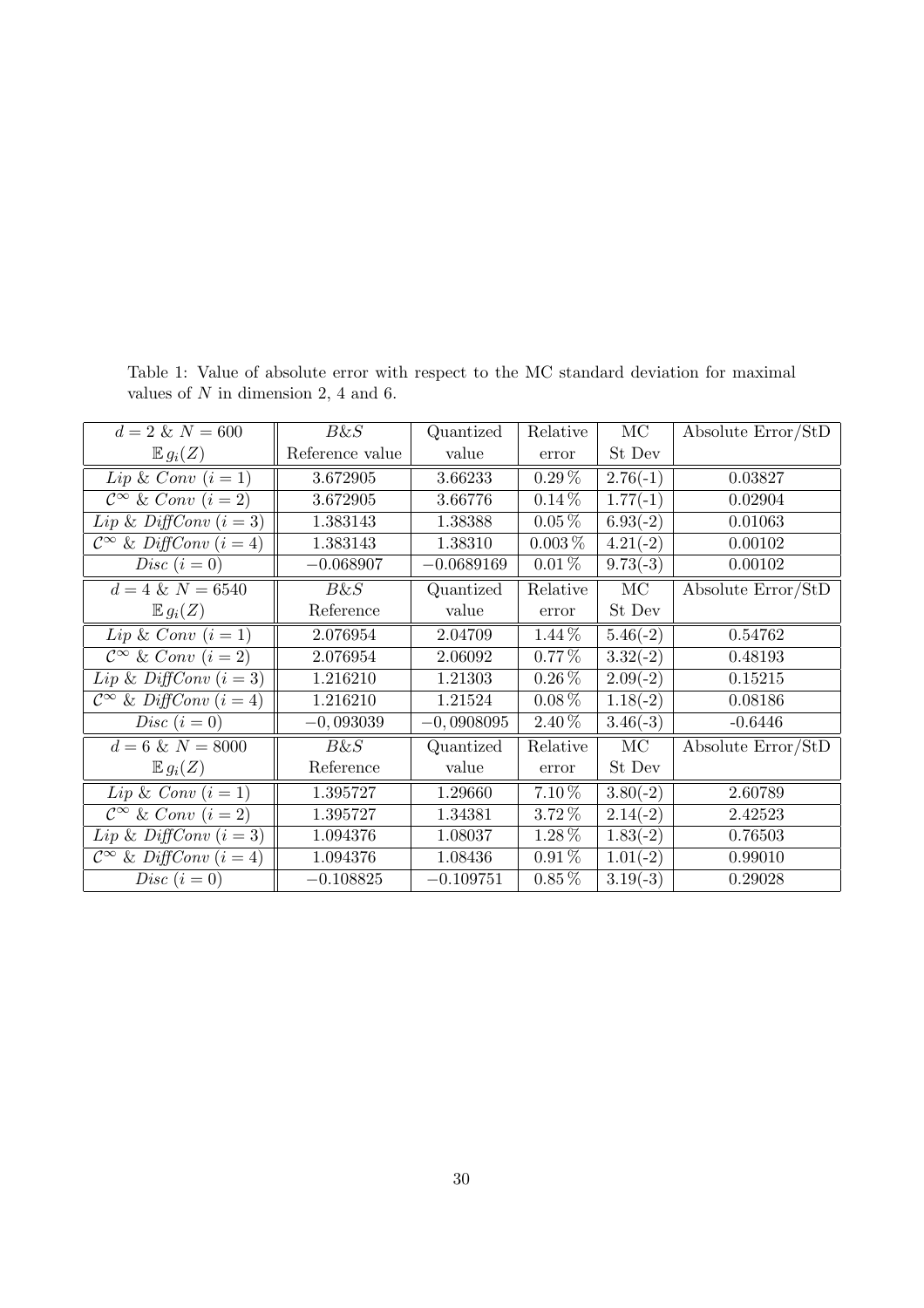Table 1: Value of absolute error with respect to the MC standard deviation for maximal values of $N$ in dimension 2, 4 and 6.

| $d = 2$ & $N = 600$ <br> $\mathbb{E}\, g_i(Z)$ | *B&S* <br> Reference value | Quantized <br> value | Relative <br> error | MC <br> St Dev | Absolute Error/StD |
|---|---|---|---|---|---|
| *Lip* & *Conv* ($i = 1$) | 3.672905 | 3.66233 | 0.29 % | 2.76(-1) | 0.03827 |
| $\mathcal{C}^\infty$ & *Conv* ($i = 2$) | 3.672905 | 3.66776 | 0.14 % | 1.77(-1) | 0.02904 |
| *Lip* & *DiffConv* ($i = 3$) | 1.383143 | 1.38388 | 0.05 % | 6.93(-2) | 0.01063 |
| $\mathcal{C}^\infty$ & *DiffConv* ($i = 4$) | 1.383143 | 1.38310 | 0.003 % | 4.21(-2) | 0.00102 |
| *Disc* ($i = 0$) | $-0.068907$ | $-0.0689169$ | 0.01 % | 9.73(-3) | 0.00102 |
| $d = 4$ & $N = 6540$ <br> $\mathbb{E}\, g_i(Z)$ | *B&S* <br> Reference | Quantized <br> value | Relative <br> error | MC <br> St Dev | Absolute Error/StD |
| *Lip* & *Conv* ($i = 1$) | 2.076954 | 2.04709 | 1.44 % | 5.46(-2) | 0.54762 |
| $\mathcal{C}^\infty$ & *Conv* ($i = 2$) | 2.076954 | 2.06092 | 0.77 % | 3.32(-2) | 0.48193 |
| *Lip* & *DiffConv* ($i = 3$) | 1.216210 | 1.21303 | 0.26 % | 2.09(-2) | 0.15215 |
| $\mathcal{C}^\infty$ & *DiffConv* ($i = 4$) | 1.216210 | 1.21524 | 0.08 % | 1.18(-2) | 0.08186 |
| *Disc* ($i = 0$) | $-0,093039$ | $-0,0908095$ | 2.40 % | 3.46(-3) | -0.6446 |
| $d = 6$ & $N = 8000$ <br> $\mathbb{E}\, g_i(Z)$ | *B&S* <br> Reference | Quantized <br> value | Relative <br> error | MC <br> St Dev | Absolute Error/StD |
| *Lip* & *Conv* ($i = 1$) | 1.395727 | 1.29660 | 7.10 % | 3.80(-2) | 2.60789 |
| $\mathcal{C}^\infty$ & *Conv* ($i = 2$) | 1.395727 | 1.34381 | 3.72 % | 2.14(-2) | 2.42523 |
| *Lip* & *DiffConv* ($i = 3$) | 1.094376 | 1.08037 | 1.28 % | 1.83(-2) | 0.76503 |
| $\mathcal{C}^\infty$ & *DiffConv* ($i = 4$) | 1.094376 | 1.08436 | 0.91 % | 1.01(-2) | 0.99010 |
| *Disc* ($i = 0$) | $-0.108825$ | $-0.109751$ | 0.85 % | 3.19(-3) | 0.29028 |